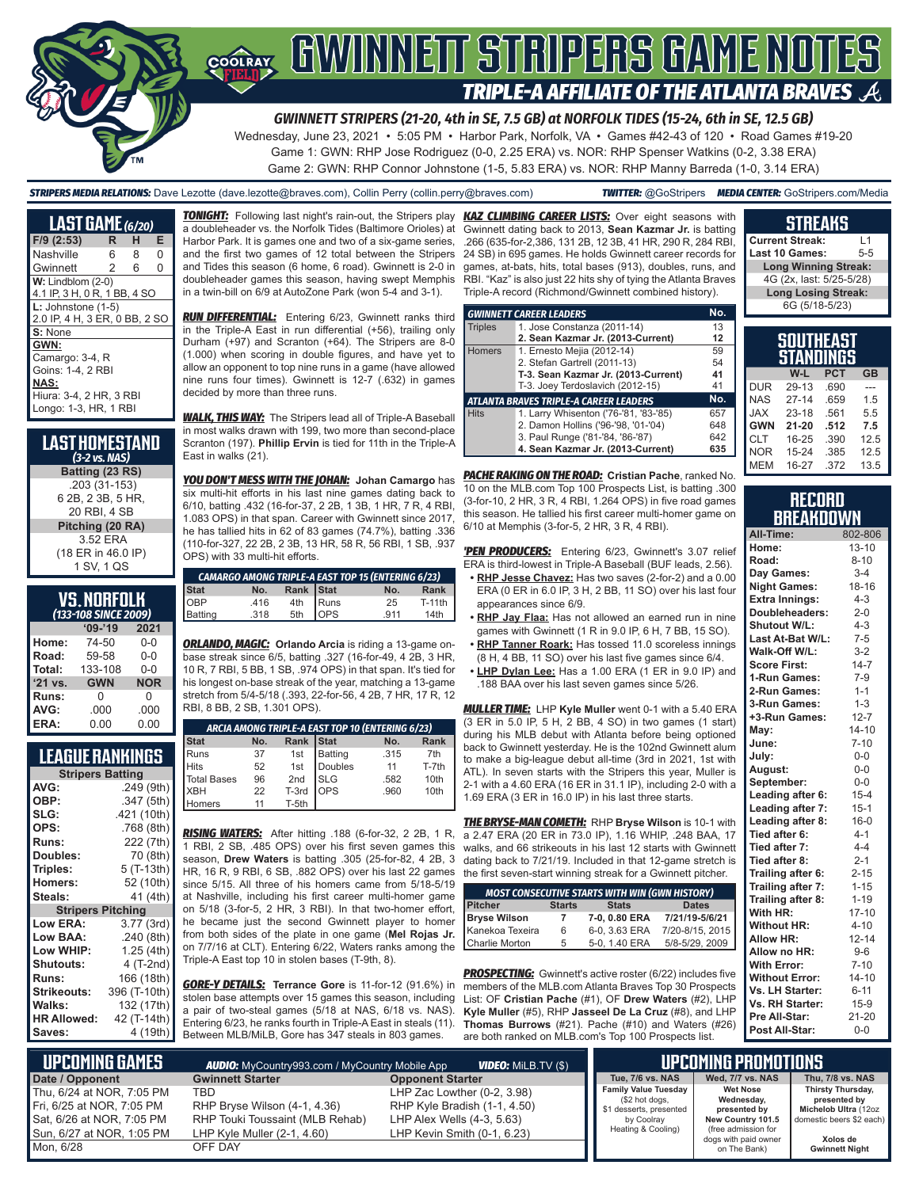# GWINNETT STRIPERS GAME NOTES

## TRIPLE-A AFFILIATE OF THE ATLANTA BRAVES

### GWINNETT STRIPERS (21-20, 4th in SE, 7.5 GB) at NORFOLK TIDES (15-24, 6th in SE, 12.5 GB)

Wednesday, June 23, 2021 • 5:05 PM • Harbor Park, Norfolk, VA • Games #42-43 of 120 • Road Games #19-20

Game 1: GWN: RHP Jose Rodriguez (0-0, 2.25 ERA) vs. NOR: RHP Spenser Watkins (0-2, 3.38 ERA)

Game 2: GWN: RHP Connor Johnstone (1-5, 5.83 ERA) vs. NOR: RHP Manny Barreda (1-0, 3.14 ERA)

***STRIPERS MEDIA RELATIONS:*** Dave Lezotte (dave.lezotte@braves.com), Collin Perry (collin.perry@braves.com) ***TWITTER:*** @GoStripers ***MEDIA CENTER:*** GoStripers.com/Media

## LAST GAME (6/20)

| F/9 (2:53) | R | H | E |
|---|---|---|---|
| Nashville | 6 | 8 | 0 |
| Gwinnett | 2 | 6 | 0 |

**W:** Lindblom (2-0)
4.1 IP, 3 H, 0 R, 1 BB, 4 SO

**L:** Johnstone (1-5)
2.0 IP, 4 H, 3 ER, 0 BB, 2 SO

**S:** None

**GWN:**
Camargo: 3-4, R
Goins: 1-4, 2 RBI

**NAS:**
Hiura: 3-4, 2 HR, 3 RBI
Longo: 1-3, HR, 1 RBI

## LAST HOMESTAND
### (3-2 vs. NAS)

**Batting (23 RS)**
.203 (31-153)
6 2B, 2 3B, 5 HR,
20 RBI, 4 SB

**Pitching (20 RA)**
3.52 ERA
(18 ER in 46.0 IP)
1 SV, 1 QS

## VS. NORFOLK
### (133-108 SINCE 2009)

| | '09-'19 | 2021 |
|---|---|---|
| Home: | 74-50 | 0-0 |
| Road: | 59-58 | 0-0 |
| Total: | 133-108 | 0-0 |
| '21 vs. | GWN | NOR |
| Runs: | 0 | 0 |
| AVG: | .000 | .000 |
| ERA: | 0.00 | 0.00 |

## LEAGUE RANKINGS

| Stripers Batting | |
|---|---|
| AVG: | .249 (9th) |
| OBP: | .347 (5th) |
| SLG: | .421 (10th) |
| OPS: | .768 (8th) |
| Runs: | 222 (7th) |
| Doubles: | 70 (8th) |
| Triples: | 5 (T-13th) |
| Homers: | 52 (10th) |
| Steals: | 41 (4th) |
| **Stripers Pitching** | |
| Low ERA: | 3.77 (3rd) |
| Low BAA: | .240 (8th) |
| Low WHIP: | 1.25 (4th) |
| Shutouts: | 4 (T-2nd) |
| Runs: | 166 (18th) |
| Strikeouts: | 396 (T-10th) |
| Walks: | 132 (17th) |
| HR Allowed: | 42 (T-14th) |
| Saves: | 4 (19th) |

***TONIGHT:*** Following last night's rain-out, the Stripers play a doubleheader vs. the Norfolk Tides (Baltimore Orioles) at Harbor Park. It is games one and two of a six-game series, and the first two games of 12 total between the Stripers and Tides this season (6 home, 6 road). Gwinnett is 2-0 in doubleheader games this season, having swept Memphis in a twin-bill on 6/9 at AutoZone Park (won 5-4 and 3-1).

***RUN DIFFERENTIAL:*** Entering 6/23, Gwinnett ranks third in the Triple-A East in run differential (+56), trailing only Durham (+97) and Scranton (+64). The Stripers are 8-0 (1.000) when scoring in double figures, and have yet to allow an opponent to top nine runs in a game (have allowed nine runs four times). Gwinnett is 12-7 (.632) in games decided by more than three runs.

***WALK, THIS WAY:*** The Stripers lead all of Triple-A Baseball in most walks drawn with 199, two more than second-place Scranton (197). **Phillip Ervin** is tied for 11th in the Triple-A East in walks (21).

***YOU DON'T MESS WITH THE JOHAN:*** **Johan Camargo** has six multi-hit efforts in his last nine games dating back to 6/10, batting .432 (16-for-37, 2 2B, 1 3B, 1 HR, 7 R, 4 RBI, 1.083 OPS) in that span. Career with Gwinnett since 2017, he has tallied hits in 62 of 83 games (74.7%), batting .336 (110-for-327, 22 2B, 2 3B, 13 HR, 58 R, 56 RBI, 1 SB, .937 OPS) with 33 multi-hit efforts.

| CAMARGO AMONG TRIPLE-A EAST TOP 15 (ENTERING 6/23) | | | | | |
|---|---|---|---|---|---|
| Stat | No. | Rank | Stat | No. | Rank |
| OBP | .416 | 4th | Runs | 25 | T-11th |
| Batting | .318 | 5th | OPS | .911 | 14th |

***ORLANDO, MAGIC:*** **Orlando Arcia** is riding a 13-game on-base streak since 6/5, batting .327 (16-for-49, 4 2B, 3 HR, 10 R, 7 RBI, 1 SB, .974 OPS) in that span. It's tied for his longest on-base streak of the year, matching a 13-game stretch from 5/4-5/18 (.393, 22-for-56, 4 2B, 7 HR, 17 R, 12 RBI, 8 BB, 2 SB, 1.301 OPS).

| ARCIA AMONG TRIPLE-A EAST TOP 10 (ENTERING 6/23) | | | | | |
|---|---|---|---|---|---|
| Stat | No. | Rank | Stat | No. | Rank |
| Runs | 37 | 1st | Batting | .315 | 7th |
| Hits | 52 | 1st | Doubles | 11 | T-7th |
| Total Bases | 96 | 2nd | SLG | .582 | 10th |
| XBH | 22 | T-3rd | OPS | .960 | 10th |
| Homers | 11 | T-5th | | | |

***RISING WATERS:*** After hitting .188 (6-for-32, 2 2B, 1 R, 1 RBI, 2 SB, .485 OPS) over his first seven games this season, **Drew Waters** is batting .305 (25-for-82, 4 2B, 3 HR, 16 R, 9 RBI, 6 SB, .882 OPS) over his last 22 games since 5/15. All three of his homers came from 5/18-5/19 at Nashville, including his first career multi-homer game on 5/18 (3-for-5, 2 HR, 3 RBI). In that two-homer effort, he became just the second Gwinnett player to homer from both sides of the plate in one game (**Mel Rojas Jr.** on 7/7/16 at CLT). Entering 6/22, Waters ranks among the Triple-A East top 10 in stolen bases (T-9th, 8).

***GORE-Y DETAILS:*** **Terrance Gore** is 11-for-12 (91.6%) in stolen base attempts over 15 games this season, including a pair of two-steal games (5/18 at NAS, 6/18 vs. NAS). Entering 6/23, he ranks fourth in Triple-A East in steals (11). Between MLB/MiLB, Gore has 347 steals in 803 games.

***KAZ CLIMBING CAREER LISTS:*** Over eight seasons with Gwinnett dating back to 2013, **Sean Kazmar Jr.** is batting .266 (635-for-2,386, 131 2B, 12 3B, 41 HR, 290 R, 284 RBI, 24 SB) in 695 games. He holds Gwinnett career records for games, at-bats, hits, total bases (913), doubles, runs, and RBI. "Kaz" is also just 22 hits shy of tying the Atlanta Braves Triple-A record (Richmond/Gwinnett combined history).

| GWINNETT CAREER LEADERS | | No. |
|---|---|---|
| Triples | 1. Jose Constanza (2011-14) | 13 |
| | **2. Sean Kazmar Jr. (2013-Current)** | **12** |
| Homers | 1. Ernesto Mejia (2012-14) | 59 |
| | 2. Stefan Gartrell (2011-13) | 54 |
| | **T-3. Sean Kazmar Jr. (2013-Current)** | **41** |
| | T-3. Joey Terdoslavich (2012-15) | 41 |
| **ATLANTA BRAVES TRIPLE-A CAREER LEADERS** | | **No.** |
| Hits | 1. Larry Whisenton ('76-'81, '83-'85) | 657 |
| | 2. Damon Hollins ('96-'98, '01-'04) | 648 |
| | 3. Paul Runge ('81-'84, '86-'87) | 642 |
| | **4. Sean Kazmar Jr. (2013-Current)** | **635** |

***PACHE RAKING ON THE ROAD:*** **Cristian Pache**, ranked No. 10 on the MLB.com Top 100 Prospects List, is batting .300 (3-for-10, 2 HR, 3 R, 4 RBI, 1.264 OPS) in five road games this season. He tallied his first career multi-homer game on 6/10 at Memphis (3-for-5, 2 HR, 3 R, 4 RBI).

***'PEN PRODUCERS:*** Entering 6/23, Gwinnett's 3.07 relief ERA is third-lowest in Triple-A Baseball (BUF leads, 2.56).

- **RHP Jesse Chavez:** Has two saves (2-for-2) and a 0.00 ERA (0 ER in 6.0 IP, 3 H, 2 BB, 11 SO) over his last four appearances since 6/9.
- **RHP Jay Flaa:** Has not allowed an earned run in nine games with Gwinnett (1 R in 9.0 IP, 6 H, 7 BB, 15 SO).
- **RHP Tanner Roark:** Has tossed 11.0 scoreless innings (8 H, 4 BB, 11 SO) over his last five games since 6/4.
- **LHP Dylan Lee:** Has a 1.00 ERA (1 ER in 9.0 IP) and .188 BAA over his last seven games since 5/26.

***MULLER TIME:*** LHP **Kyle Muller** went 0-1 with a 5.40 ERA (3 ER in 5.0 IP, 5 H, 2 BB, 4 SO) in two games (1 start) during his MLB debut with Atlanta before being optioned back to Gwinnett yesterday. He is the 102nd Gwinnett alum to make a big-league debut all-time (3rd in 2021, 1st with ATL). In seven starts with the Stripers this year, Muller is 2-1 with a 4.60 ERA (16 ER in 31.1 IP), including 2-0 with a 1.69 ERA (3 ER in 16.0 IP) in his last three starts.

***THE BRYSE-MAN COMETH:*** RHP **Bryse Wilson** is 10-1 with a 2.47 ERA (20 ER in 73.0 IP), 1.16 WHIP, .248 BAA, 17 walks, and 66 strikeouts in his last 12 starts with Gwinnett dating back to 7/21/19. Included in that 12-game stretch is the first seven-start winning streak for a Gwinnett pitcher.

| MOST CONSECUTIVE STARTS WITH WIN (GWN HISTORY) | | | |
|---|---|---|---|
| Pitcher | Starts | Stats | Dates |
| **Bryse Wilson** | **7** | **7-0, 0.80 ERA** | **7/21/19-5/6/21** |
| Kanekoa Texeira | 6 | 6-0, 3.63 ERA | 7/20-8/15, 2015 |
| Charlie Morton | 5 | 5-0, 1.40 ERA | 5/8-5/29, 2009 |

***PROSPECTING:*** Gwinnett's active roster (6/22) includes five members of the MLB.com Atlanta Braves Top 30 Prospects List: OF **Cristian Pache** (#1), OF **Drew Waters** (#2), LHP **Kyle Muller** (#5), RHP **Jasseel De La Cruz** (#8), and LHP **Thomas Burrows** (#21). Pache (#10) and Waters (#26) are both ranked on MLB.com's Top 100 Prospects list.

## STREAKS

| | |
|---|---|
| Current Streak: | L1 |
| Last 10 Games: | 5-5 |
| **Long Winning Streak:** | |
| 4G (2x, last: 5/25-5/28) | |
| **Long Losing Streak:** | |
| 6G (5/18-5/23) | |

## SOUTHEAST STANDINGS

| | W-L | PCT | GB |
|---|---|---|---|
| DUR | 29-13 | .690 | --- |
| NAS | 27-14 | .659 | 1.5 |
| JAX | 23-18 | .561 | 5.5 |
| **GWN** | **21-20** | **.512** | **7.5** |
| CLT | 16-25 | .390 | 12.5 |
| NOR | 15-24 | .385 | 12.5 |
| MEM | 16-27 | .372 | 13.5 |

## RECORD BREAKDOWN

| | |
|---|---|
| All-Time: | 802-806 |
| Home: | 13-10 |
| Road: | 8-10 |
| Day Games: | 3-4 |
| Night Games: | 18-16 |
| Extra Innings: | 4-3 |
| Doubleheaders: | 2-0 |
| Shutout W/L: | 4-3 |
| Last At-Bat W/L: | 7-5 |
| Walk-Off W/L: | 3-2 |
| Score First: | 14-7 |
| 1-Run Games: | 7-9 |
| 2-Run Games: | 1-1 |
| 3-Run Games: | 1-3 |
| +3-Run Games: | 12-7 |
| May: | 14-10 |
| June: | 7-10 |
| July: | 0-0 |
| August: | 0-0 |
| September: | 0-0 |
| Leading after 6: | 15-4 |
| Leading after 7: | 15-1 |
| Leading after 8: | 16-0 |
| Tied after 6: | 4-1 |
| Tied after 7: | 4-4 |
| Tied after 8: | 2-1 |
| Trailing after 6: | 2-15 |
| Trailing after 7: | 1-15 |
| Trailing after 8: | 1-19 |
| With HR: | 17-10 |
| Without HR: | 4-10 |
| Allow HR: | 12-14 |
| Allow no HR: | 9-6 |
| With Error: | 7-10 |
| Without Error: | 14-10 |
| Vs. LH Starter: | 6-11 |
| Vs. RH Starter: | 15-9 |
| Pre All-Star: | 21-20 |
| Post All-Star: | 0-0 |

## UPCOMING GAMES

***AUDIO:*** MyCountry993.com / MyCountry Mobile App ***VIDEO:*** MiLB.TV ($)

| Date / Opponent | Gwinnett Starter | Opponent Starter |
|---|---|---|
| Thu, 6/24 at NOR, 7:05 PM | TBD | LHP Zac Lowther (0-2, 3.98) |
| Fri, 6/25 at NOR, 7:05 PM | RHP Bryse Wilson (4-1, 4.36) | RHP Kyle Bradish (1-1, 4.50) |
| Sat, 6/26 at NOR, 7:05 PM | RHP Touki Toussaint (MLB Rehab) | LHP Alex Wells (4-3, 5.63) |
| Sun, 6/27 at NOR, 1:05 PM | LHP Kyle Muller (2-1, 4.60) | LHP Kevin Smith (0-1, 6.23) |
| Mon, 6/28 | OFF DAY | |

## UPCOMING PROMOTIONS

| Tue, 7/6 vs. NAS | Wed, 7/7 vs. NAS | Thu, 7/8 vs. NAS |
|---|---|---|
| **Family Value Tuesday** ($2 hot dogs, $1 desserts, presented by Coolray Heating & Cooling) | **Wet Nose Wednesday, presented by New Country 101.5** (free admission for dogs with paid owner on The Bank) | **Thirsty Thursday, presented by Michelob Ultra** (12oz domestic beers $2 each) **Xolos de Gwinnett Night** |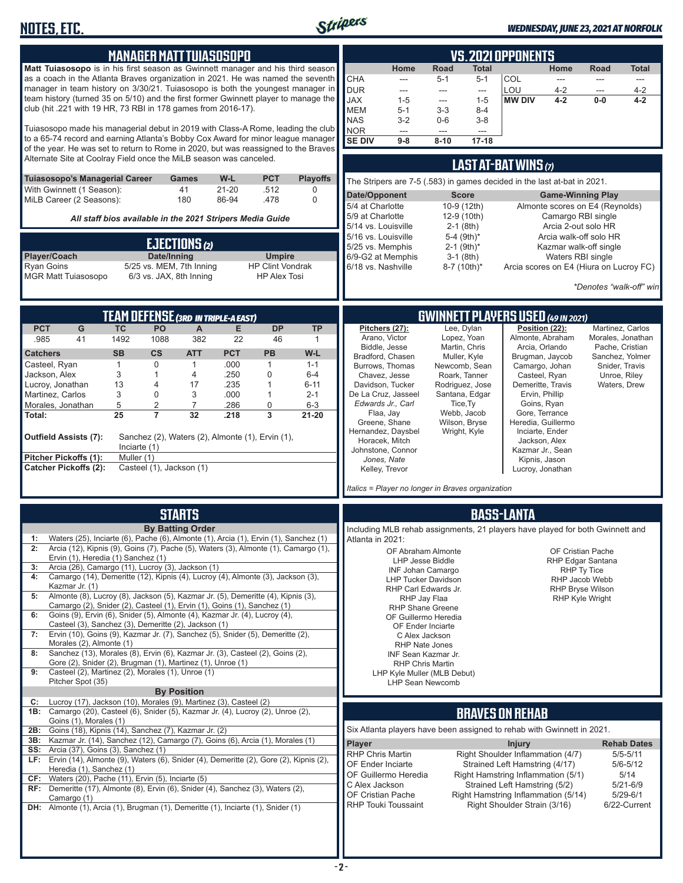# NOTES, ETC.

*WEDNESDAY, JUNE 23, 2021 AT NORFOLK*

## MANAGER MATT TUIASOSOPO

**Matt Tuiasosopo** is in his first season as Gwinnett manager and his third season as a coach in the Atlanta Braves organization in 2021. He was named the seventh manager in team history on 3/30/21. Tuiasosopo is both the youngest manager in team history (turned 35 on 5/10) and the first former Gwinnett player to manage the club (hit .221 with 19 HR, 73 RBI in 178 games from 2016-17).

Tuiasosopo made his managerial debut in 2019 with Class-A Rome, leading the club to a 65-74 record and earning Atlanta's Bobby Cox Award for minor league manager of the year. He was set to return to Rome in 2020, but was reassigned to the Braves Alternate Site at Coolray Field once the MiLB season was canceled.

| Tuiasosopo's Managerial Career | Games | W-L | PCT | Playoffs |
|---|---|---|---|---|
| With Gwinnett (1 Season): | 41 | 21-20 | .512 | 0 |
| MiLB Career (2 Seasons): | 180 | 86-94 | .478 | 0 |

*All staff bios available in the 2021 Stripers Media Guide*

## EJECTIONS (2)

| Player/Coach | Date/Inning | Umpire |
|---|---|---|
| Ryan Goins | 5/25 vs. MEM, 7th Inning | HP Clint Vondrak |
| MGR Matt Tuiasosopo | 6/3 vs. JAX, 8th Inning | HP Alex Tosi |

## VS. 2021 OPPONENTS

| | Home | Road | Total | | Home | Road | Total |
|---|---|---|---|---|---|---|---|
| CHA | --- | 5-1 | 5-1 | COL | --- | --- | --- |
| DUR | --- | --- | --- | LOU | 4-2 | --- | 4-2 |
| JAX | 1-5 | --- | 1-5 | **MW DIV** | **4-2** | **0-0** | **4-2** |
| MEM | 5-1 | 3-3 | 8-4 | | | | |
| NAS | 3-2 | 0-6 | 3-8 | | | | |
| NOR | --- | --- | --- | | | | |
| **SE DIV** | **9-8** | **8-10** | **17-18** | | | | |

## LAST AT-BAT WINS (7)

The Stripers are 7-5 (.583) in games decided in the last at-bat in 2021.

| Date/Opponent | Score | Game-Winning Play |
|---|---|---|
| 5/4 at Charlotte | 10-9 (12th) | Almonte scores on E4 (Reynolds) |
| 5/9 at Charlotte | 12-9 (10th) | Camargo RBI single |
| 5/14 vs. Louisville | 2-1 (8th) | Arcia 2-out solo HR |
| 5/16 vs. Louisville | 5-4 (9th)* | Arcia walk-off solo HR |
| 5/25 vs. Memphis | 2-1 (9th)* | Kazmar walk-off single |
| 6/9-G2 at Memphis | 3-1 (8th) | Waters RBI single |
| 6/18 vs. Nashville | 8-7 (10th)* | Arcia scores on E4 (Hiura on Lucroy FC) |

*\*Denotes "walk-off" win*

## TEAM DEFENSE (3RD IN TRIPLE-A EAST)

| PCT | G | TC | PO | A | E | DP | TP |
|---|---|---|---|---|---|---|---|
| .985 | 41 | 1492 | 1088 | 382 | 22 | 46 | 1 |

| Catchers | SB | CS | ATT | PCT | PB | W-L |
|---|---|---|---|---|---|---|
| Casteel, Ryan | 1 | 0 | 1 | .000 | 1 | 1-1 |
| Jackson, Alex | 3 | 1 | 4 | .250 | 0 | 6-4 |
| Lucroy, Jonathan | 13 | 4 | 17 | .235 | 1 | 6-11 |
| Martinez, Carlos | 3 | 0 | 3 | .000 | 1 | 2-1 |
| Morales, Jonathan | 5 | 2 | 7 | .286 | 0 | 6-3 |
| **Total:** | **25** | **7** | **32** | **.218** | **3** | **21-20** |

**Outfield Assists (7):** Sanchez (2), Waters (2), Almonte (1), Ervin (1), Inciarte (1)

**Pitcher Pickoffs (1):** Muller (1)

**Catcher Pickoffs (2):** Casteel (1), Jackson (1)

## GWINNETT PLAYERS USED (49 IN 2021)

**Pitchers (27):** Arano, Victor; Biddle, Jesse; Bradford, Chasen; Burrows, Thomas; Chavez, Jesse; Davidson, Tucker; De La Cruz, Jasseel; *Edwards Jr., Carl*; Flaa, Jay; Greene, Shane; Hernandez, Daysbel; Horacek, Mitch; Johnstone, Connor; *Jones, Nate*; Kelley, Trevor; Lee, Dylan; Lopez, Yoan; Martin, Chris; Muller, Kyle; Newcomb, Sean; Roark, Tanner; Rodriguez, Jose; Santana, Edgar; Tice, Ty; Webb, Jacob; Wilson, Bryse; Wright, Kyle

**Position (22):** Almonte, Abraham; Arcia, Orlando; Brugman, Jaycob; Camargo, Johan; Casteel, Ryan; Demeritte, Travis; Ervin, Phillip; Goins, Ryan; Gore, Terrance; Heredia, Guillermo; Inciarte, Ender; Jackson, Alex; Kazmar Jr., Sean; Kipnis, Jason; Lucroy, Jonathan; Martinez, Carlos; Morales, Jonathan; Pache, Cristian; Sanchez, Yolmer; Snider, Travis; Unroe, Riley; Waters, Drew

*Italics = Player no longer in Braves organization*

## STARTS

**By Batting Order**

| | |
|---|---|
| 1: | Waters (25), Inciarte (6), Pache (6), Almonte (1), Arcia (1), Ervin (1), Sanchez (1) |
| 2: | Arcia (12), Kipnis (9), Goins (7), Pache (5), Waters (3), Almonte (1), Camargo (1), Ervin (1), Heredia (1) Sanchez (1) |
| 3: | Arcia (26), Camargo (11), Lucroy (3), Jackson (1) |
| 4: | Camargo (14), Demeritte (12), Kipnis (4), Lucroy (4), Almonte (3), Jackson (3), Kazmar Jr. (1) |
| 5: | Almonte (8), Lucroy (8), Jackson (5), Kazmar Jr. (5), Demeritte (4), Kipnis (3), Camargo (2), Snider (2), Casteel (1), Ervin (1), Goins (1), Sanchez (1) |
| 6: | Goins (9), Ervin (6), Snider (5), Almonte (4), Kazmar Jr. (4), Lucroy (4), Casteel (3), Sanchez (3), Demeritte (2), Jackson (1) |
| 7: | Ervin (10), Goins (9), Kazmar Jr. (7), Sanchez (5), Snider (5), Demeritte (2), Morales (2), Almonte (1) |
| 8: | Sanchez (13), Morales (8), Ervin (6), Kazmar Jr. (3), Casteel (2), Goins (2), Gore (2), Snider (2), Brugman (1), Martinez (1), Unroe (1) |
| 9: | Casteel (2), Martinez (2), Morales (1), Unroe (1) Pitcher Spot (35) |

**By Position**

| | |
|---|---|
| C: | Lucroy (17), Jackson (10), Morales (9), Martinez (3), Casteel (2) |
| 1B: | Camargo (20), Casteel (6), Snider (5), Kazmar Jr. (4), Lucroy (2), Unroe (2), Goins (1), Morales (1) |
| 2B: | Goins (18), Kipnis (14), Sanchez (7), Kazmar Jr. (2) |
| 3B: | Kazmar Jr. (14), Sanchez (12), Camargo (7), Goins (6), Arcia (1), Morales (1) |
| SS: | Arcia (37), Goins (3), Sanchez (1) |
| LF: | Ervin (14), Almonte (9), Waters (6), Snider (4), Demeritte (2), Gore (2), Kipnis (2), Heredia (1), Sanchez (1) |
| CF: | Waters (20), Pache (11), Ervin (5), Inciarte (5) |
| RF: | Demeritte (17), Almonte (8), Ervin (6), Snider (4), Sanchez (3), Waters (2), Camargo (1) |
| DH: | Almonte (1), Arcia (1), Brugman (1), Demeritte (1), Inciarte (1), Snider (1) |

## BASS-LANTA

Including MLB rehab assignments, 21 players have played for both Gwinnett and Atlanta in 2021:

- OF Abraham Almonte
- LHP Jesse Biddle
- INF Johan Camargo
- LHP Tucker Davidson
- RHP Carl Edwards Jr.
- RHP Jay Flaa
- RHP Shane Greene
- OF Guillermo Heredia
- OF Ender Inciarte
- C Alex Jackson
- RHP Nate Jones
- INF Sean Kazmar Jr.
- RHP Chris Martin
- LHP Kyle Muller (MLB Debut)
- LHP Sean Newcomb
- OF Cristian Pache
- RHP Edgar Santana
- RHP Ty Tice
- RHP Jacob Webb
- RHP Bryse Wilson
- RHP Kyle Wright

## BRAVES ON REHAB

Six Atlanta players have been assigned to rehab with Gwinnett in 2021.

| Player | Injury | Rehab Dates |
|---|---|---|
| RHP Chris Martin | Right Shoulder Inflammation (4/7) | 5/5-5/11 |
| OF Ender Inciarte | Strained Left Hamstring (4/17) | 5/6-5/12 |
| OF Guillermo Heredia | Right Hamstring Inflammation (5/1) | 5/14 |
| C Alex Jackson | Strained Left Hamstring (5/2) | 5/21-6/9 |
| OF Cristian Pache | Right Hamstring Inflammation (5/14) | 5/29-6/1 |
| RHP Touki Toussaint | Right Shoulder Strain (3/16) | 6/22-Current |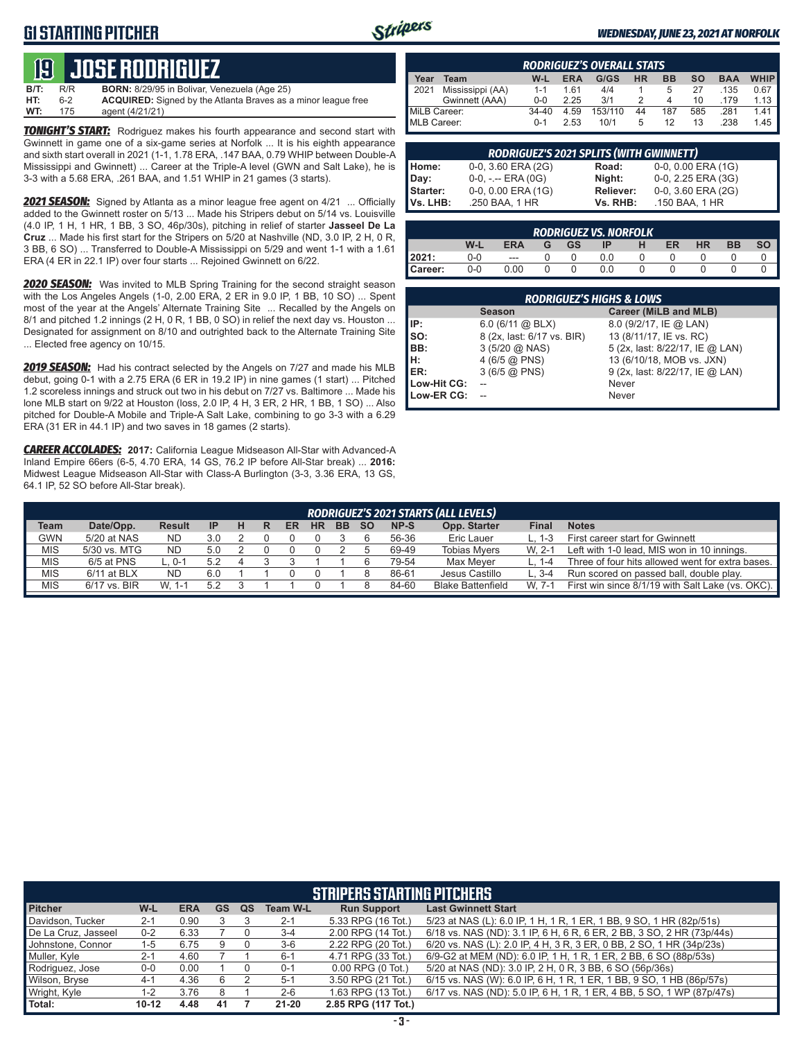# G1 STARTING PITCHER

**WEDNESDAY, JUNE 23, 2021 AT NORFOLK**

## 19 JOSE RODRIGUEZ

**B/T:** R/R **BORN:** 8/29/95 in Bolivar, Venezuela (Age 25)
**HT:** 6-2 **ACQUIRED:** Signed by the Atlanta Braves as a minor league free
**WT:** 175 agent (4/21/21)

***TONIGHT'S START:*** Rodriguez makes his fourth appearance and second start with Gwinnett in game one of a six-game series at Norfolk ... It is his eighth appearance and sixth start overall in 2021 (1-1, 1.78 ERA, .147 BAA, 0.79 WHIP between Double-A Mississippi and Gwinnett) ... Career at the Triple-A level (GWN and Salt Lake), he is 3-3 with a 5.68 ERA, .261 BAA, and 1.51 WHIP in 21 games (3 starts).

***2021 SEASON:*** Signed by Atlanta as a minor league free agent on 4/21 ... Officially added to the Gwinnett roster on 5/13 ... Made his Stripers debut on 5/14 vs. Louisville (4.0 IP, 1 H, 1 HR, 1 BB, 3 SO, 46p/30s), pitching in relief of starter **Jasseel De La Cruz** ... Made his first start for the Stripers on 5/20 at Nashville (ND, 3.0 IP, 2 H, 0 R, 3 BB, 6 SO) ... Transferred to Double-A Mississippi on 5/29 and went 1-1 with a 1.61 ERA (4 ER in 22.1 IP) over four starts ... Rejoined Gwinnett on 6/22.

***2020 SEASON:*** Was invited to MLB Spring Training for the second straight season with the Los Angeles Angels (1-0, 2.00 ERA, 2 ER in 9.0 IP, 1 BB, 10 SO) ... Spent most of the year at the Angels' Alternate Training Site ... Recalled by the Angels on 8/1 and pitched 1.2 innings (2 H, 0 R, 1 BB, 0 SO) in relief the next day vs. Houston ... Designated for assignment on 8/10 and outrighted back to the Alternate Training Site ... Elected free agency on 10/15.

***2019 SEASON:*** Had his contract selected by the Angels on 7/27 and made his MLB debut, going 0-1 with a 2.75 ERA (6 ER in 19.2 IP) in nine games (1 start) ... Pitched 1.2 scoreless innings and struck out two in his debut on 7/27 vs. Baltimore ... Made his lone MLB start on 9/22 at Houston (loss, 2.0 IP, 4 H, 3 ER, 2 HR, 1 BB, 1 SO) ... Also pitched for Double-A Mobile and Triple-A Salt Lake, combining to go 3-3 with a 6.29 ERA (31 ER in 44.1 IP) and two saves in 18 games (2 starts).

***CAREER ACCOLADES:*** **2017:** California League Midseason All-Star with Advanced-A Inland Empire 66ers (6-5, 4.70 ERA, 14 GS, 76.2 IP before All-Star break) ... **2016:** Midwest League Midseason All-Star with Class-A Burlington (3-3, 3.36 ERA, 13 GS, 64.1 IP, 52 SO before All-Star break).

### RODRIGUEZ'S OVERALL STATS

| Year | Team | W-L | ERA | G/GS | HR | BB | SO | BAA | WHIP |
|---|---|---|---|---|---|---|---|---|---|
| 2021 | Mississippi (AA) | 1-1 | 1.61 | 4/4 | 1 | 5 | 27 | .135 | 0.67 |
| | Gwinnett (AAA) | 0-0 | 2.25 | 3/1 | 2 | 4 | 10 | .179 | 1.13 |
| MiLB Career: | | 34-40 | 4.59 | 153/110 | 44 | 187 | 585 | .281 | 1.41 |
| MLB Career: | | 0-1 | 2.53 | 10/1 | 5 | 12 | 13 | .238 | 1.45 |

### RODRIGUEZ'S 2021 SPLITS (WITH GWINNETT)

| | | | |
|---|---|---|---|
| Home: | 0-0, 3.60 ERA (2G) | Road: | 0-0, 0.00 ERA (1G) |
| Day: | 0-0, -.-- ERA (0G) | Night: | 0-0, 2.25 ERA (3G) |
| Starter: | 0-0, 0.00 ERA (1G) | Reliever: | 0-0, 3.60 ERA (2G) |
| Vs. LHB: | .250 BAA, 1 HR | Vs. RHB: | .150 BAA, 1 HR |

### RODRIGUEZ VS. NORFOLK

| | W-L | ERA | G | GS | IP | H | ER | HR | BB | SO |
|---|---|---|---|---|---|---|---|---|---|---|
| 2021: | 0-0 | --- | 0 | 0 | 0.0 | 0 | 0 | 0 | 0 | 0 |
| Career: | 0-0 | 0.00 | 0 | 0 | 0.0 | 0 | 0 | 0 | 0 | 0 |

### RODRIGUEZ'S HIGHS & LOWS

| | Season | Career (MiLB and MLB) |
|---|---|---|
| IP: | 6.0 (6/11 @ BLX) | 8.0 (9/2/17, IE @ LAN) |
| SO: | 8 (2x, last: 6/17 vs. BIR) | 13 (8/11/17, IE vs. RC) |
| BB: | 3 (5/20 @ NAS) | 5 (2x, last: 8/22/17, IE @ LAN) |
| H: | 4 (6/5 @ PNS) | 13 (6/10/18, MOB vs. JXN) |
| ER: | 3 (6/5 @ PNS) | 9 (2x, last: 8/22/17, IE @ LAN) |
| Low-Hit CG: | -- | Never |
| Low-ER CG: | -- | Never |

### RODRIGUEZ'S 2021 STARTS (ALL LEVELS)

| Team | Date/Opp. | Result | IP | H | R | ER | HR | BB | SO | NP-S | Opp. Starter | Final | Notes |
|---|---|---|---|---|---|---|---|---|---|---|---|---|---|
| GWN | 5/20 at NAS | ND | 3.0 | 2 | 0 | 0 | 0 | 3 | 6 | 56-36 | Eric Lauer | L, 1-3 | First career start for Gwinnett |
| MIS | 5/30 vs. MTG | ND | 5.0 | 2 | 0 | 0 | 0 | 2 | 5 | 69-49 | Tobias Myers | W, 2-1 | Left with 1-0 lead, MIS won in 10 innings. |
| MIS | 6/5 at PNS | L, 0-1 | 5.2 | 4 | 3 | 3 | 1 | 1 | 6 | 79-54 | Max Meyer | L, 1-4 | Three of four hits allowed went for extra bases. |
| MIS | 6/11 at BLX | ND | 6.0 | 1 | 1 | 0 | 0 | 1 | 8 | 86-61 | Jesus Castillo | L, 3-4 | Run scored on passed ball, double play. |
| MIS | 6/17 vs. BIR | W, 1-1 | 5.2 | 3 | 1 | 1 | 0 | 1 | 8 | 84-60 | Blake Battenfield | W, 7-1 | First win since 8/1/19 with Salt Lake (vs. OKC). |

### STRIPERS STARTING PITCHERS

| Pitcher | W-L | ERA | GS | QS | Team W-L | Run Support | Last Gwinnett Start |
|---|---|---|---|---|---|---|---|
| Davidson, Tucker | 2-1 | 0.90 | 3 | 3 | 2-1 | 5.33 RPG (16 Tot.) | 5/23 at NAS (L): 6.0 IP, 1 H, 1 R, 1 ER, 1 BB, 9 SO, 1 HR (82p/51s) |
| De La Cruz, Jasseel | 0-2 | 6.33 | 7 | 0 | 3-4 | 2.00 RPG (14 Tot.) | 6/18 vs. NAS (ND): 3.1 IP, 6 H, 6 R, 6 ER, 2 BB, 3 SO, 2 HR (73p/44s) |
| Johnstone, Connor | 1-5 | 6.75 | 9 | 0 | 3-6 | 2.22 RPG (20 Tot.) | 6/20 vs. NAS (L): 2.0 IP, 4 H, 3 R, 3 ER, 0 BB, 2 SO, 1 HR (34p/23s) |
| Muller, Kyle | 2-1 | 4.60 | 7 | 1 | 6-1 | 4.71 RPG (33 Tot.) | 6/9-G2 at MEM (ND): 6.0 IP, 1 H, 1 R, 1 ER, 2 BB, 6 SO (88p/53s) |
| Rodriguez, Jose | 0-0 | 0.00 | 1 | 0 | 0-1 | 0.00 RPG (0 Tot.) | 5/20 at NAS (ND): 3.0 IP, 2 H, 0 R, 3 BB, 6 SO (56p/36s) |
| Wilson, Bryse | 4-1 | 4.36 | 6 | 2 | 5-1 | 3.50 RPG (21 Tot.) | 6/15 vs. NAS (W): 6.0 IP, 6 H, 1 R, 1 ER, 1 BB, 9 SO, 1 HB (86p/57s) |
| Wright, Kyle | 1-2 | 3.76 | 8 | 1 | 2-6 | 1.63 RPG (13 Tot.) | 6/17 vs. NAS (ND): 5.0 IP, 6 H, 1 R, 1 ER, 4 BB, 5 SO, 1 WP (87p/47s) |
| **Total:** | **10-12** | **4.48** | **41** | **7** | **21-20** | **2.85 RPG (117 Tot.)** | |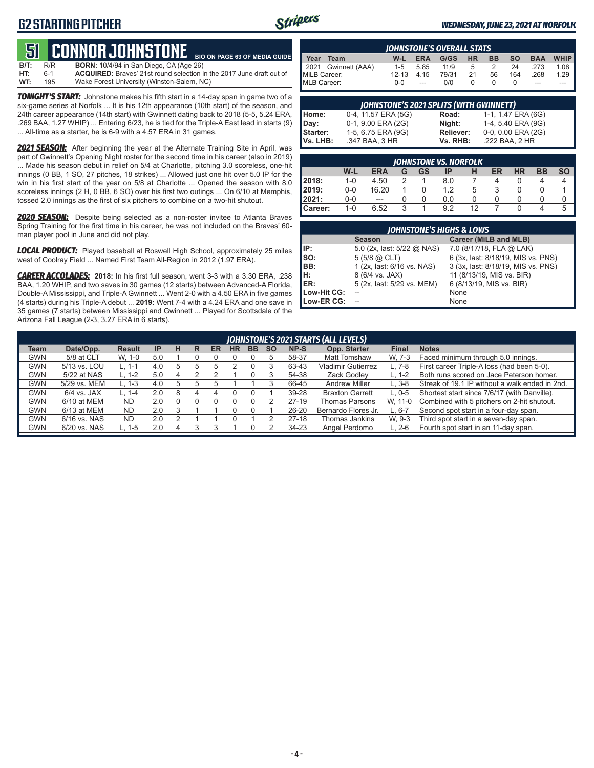# G2 STARTING PITCHER

WEDNESDAY, JUNE 23, 2021 AT NORFOLK

## 51 CONNOR JOHNSTONE

BIO ON PAGE 63 OF MEDIA GUIDE

**B/T:** R/R **BORN:** 10/4/94 in San Diego, CA (Age 26)
**HT:** 6-1 **ACQUIRED:** Braves' 21st round selection in the 2017 June draft out of
**WT:** 195 Wake Forest University (Winston-Salem, NC)

***TONIGHT'S START:*** Johnstone makes his fifth start in a 14-day span in game two of a six-game series at Norfolk ... It is his 12th appearance (10th start) of the season, and 24th career appearance (14th start) with Gwinnett dating back to 2018 (5-5, 5.24 ERA, .269 BAA, 1.27 WHIP) ... Entering 6/23, he is tied for the Triple-A East lead in starts (9) ... All-time as a starter, he is 6-9 with a 4.57 ERA in 31 games.

***2021 SEASON:*** After beginning the year at the Alternate Training Site in April, was part of Gwinnett's Opening Night roster for the second time in his career (also in 2019) ... Made his season debut in relief on 5/4 at Charlotte, pitching 3.0 scoreless, one-hit innings (0 BB, 1 SO, 27 pitches, 18 strikes) ... Allowed just one hit over 5.0 IP for the win in his first start of the year on 5/8 at Charlotte ... Opened the season with 8.0 scoreless innings (2 H, 0 BB, 6 SO) over his first two outings ... On 6/10 at Memphis, tossed 2.0 innings as the first of six pitchers to combine on a two-hit shutout.

***2020 SEASON:*** Despite being selected as a non-roster invitee to Atlanta Braves Spring Training for the first time in his career, he was not included on the Braves' 60-man player pool in June and did not play.

***LOCAL PRODUCT:*** Played baseball at Roswell High School, approximately 25 miles west of Coolray Field ... Named First Team All-Region in 2012 (1.97 ERA).

***CAREER ACCOLADES:*** **2018:** In his first full season, went 3-3 with a 3.30 ERA, .238 BAA, 1.20 WHIP, and two saves in 30 games (12 starts) between Advanced-A Florida, Double-A Mississippi, and Triple-A Gwinnett ... Went 2-0 with a 4.50 ERA in five games (4 starts) during his Triple-A debut ... **2019:** Went 7-4 with a 4.24 ERA and one save in 35 games (7 starts) between Mississippi and Gwinnett ... Played for Scottsdale of the Arizona Fall League (2-3, 3.27 ERA in 6 starts).

### JOHNSTONE'S OVERALL STATS

| Year | Team | W-L | ERA | G/GS | HR | BB | SO | BAA | WHIP |
|---|---|---|---|---|---|---|---|---|---|
| 2021 | Gwinnett (AAA) | 1-5 | 5.85 | 11/9 | 5 | 2 | 24 | .273 | 1.08 |
| MiLB Career: | | 12-13 | 4.15 | 79/31 | 21 | 56 | 164 | .268 | 1.29 |
| MLB Career: | | 0-0 | --- | 0/0 | 0 | 0 | 0 | --- | --- |

### JOHNSTONE'S 2021 SPLITS (WITH GWINNETT)

| | | | |
|---|---|---|---|
| Home: | 0-4, 11.57 ERA (5G) | Road: | 1-1, 1.47 ERA (6G) |
| Day: | 0-1, 9.00 ERA (2G) | Night: | 1-4, 5.40 ERA (9G) |
| Starter: | 1-5, 6.75 ERA (9G) | Reliever: | 0-0, 0.00 ERA (2G) |
| Vs. LHB: | .347 BAA, 3 HR | Vs. RHB: | .222 BAA, 2 HR |

### JOHNSTONE VS. NORFOLK

| | W-L | ERA | G | GS | IP | H | ER | HR | BB | SO |
|---|---|---|---|---|---|---|---|---|---|---|
| 2018: | 1-0 | 4.50 | 2 | 1 | 8.0 | 7 | 4 | 0 | 4 | 4 |
| 2019: | 0-0 | 16.20 | 1 | 0 | 1.2 | 5 | 3 | 0 | 0 | 1 |
| 2021: | 0-0 | --- | 0 | 0 | 0.0 | 0 | 0 | 0 | 0 | 0 |
| Career: | 1-0 | 6.52 | 3 | 1 | 9.2 | 12 | 7 | 0 | 4 | 5 |

### JOHNSTONE'S HIGHS & LOWS

| | Season | Career (MiLB and MLB) |
|---|---|---|
| IP: | 5.0 (2x, last: 5/22 @ NAS) | 7.0 (8/17/18, FLA @ LAK) |
| SO: | 5 (5/8 @ CLT) | 6 (3x, last: 8/18/19, MIS vs. PNS) |
| BB: | 1 (2x, last: 6/16 vs. NAS) | 3 (3x, last: 8/18/19, MIS vs. PNS) |
| H: | 8 (6/4 vs. JAX) | 11 (8/13/19, MIS vs. BIR) |
| ER: | 5 (2x, last: 5/29 vs. MEM) | 6 (8/13/19, MIS vs. BIR) |
| Low-Hit CG: | -- | None |
| Low-ER CG: | -- | None |

### JOHNSTONE'S 2021 STARTS (ALL LEVELS)

| Team | Date/Opp. | Result | IP | H | R | ER | HR | BB | SO | NP-S | Opp. Starter | Final | Notes |
|---|---|---|---|---|---|---|---|---|---|---|---|---|---|
| GWN | 5/8 at CLT | W, 1-0 | 5.0 | 1 | 0 | 0 | 0 | 0 | 5 | 58-37 | Matt Tomshaw | W, 7-3 | Faced minimum through 5.0 innings. |
| GWN | 5/13 vs. LOU | L, 1-1 | 4.0 | 5 | 5 | 5 | 2 | 0 | 3 | 63-43 | Vladimir Gutierrez | L, 7-8 | First career Triple-A loss (had been 5-0). |
| GWN | 5/22 at NAS | L, 1-2 | 5.0 | 4 | 2 | 2 | 1 | 0 | 3 | 54-38 | Zack Godley | L, 1-2 | Both runs scored on Jace Peterson homer. |
| GWN | 5/29 vs. MEM | L, 1-3 | 4.0 | 5 | 5 | 5 | 1 | 1 | 3 | 66-45 | Andrew Miller | L, 3-8 | Streak of 19.1 IP without a walk ended in 2nd. |
| GWN | 6/4 vs. JAX | L, 1-4 | 2.0 | 8 | 4 | 4 | 0 | 0 | 1 | 39-28 | Braxton Garrett | L, 0-5 | Shortest start since 7/6/17 (with Danville). |
| GWN | 6/10 at MEM | ND | 2.0 | 0 | 0 | 0 | 0 | 0 | 2 | 27-19 | Thomas Parsons | W, 11-0 | Combined with 5 pitchers on 2-hit shutout. |
| GWN | 6/13 at MEM | ND | 2.0 | 3 | 1 | 1 | 0 | 0 | 1 | 26-20 | Bernardo Flores Jr. | L, 6-7 | Second spot start in a four-day span. |
| GWN | 6/16 vs. NAS | ND | 2.0 | 2 | 1 | 1 | 0 | 1 | 2 | 27-18 | Thomas Jankins | W, 9-3 | Third spot start in a seven-day span. |
| GWN | 6/20 vs. NAS | L, 1-5 | 2.0 | 4 | 3 | 3 | 1 | 0 | 2 | 34-23 | Angel Perdomo | L, 2-6 | Fourth spot start in an 11-day span. |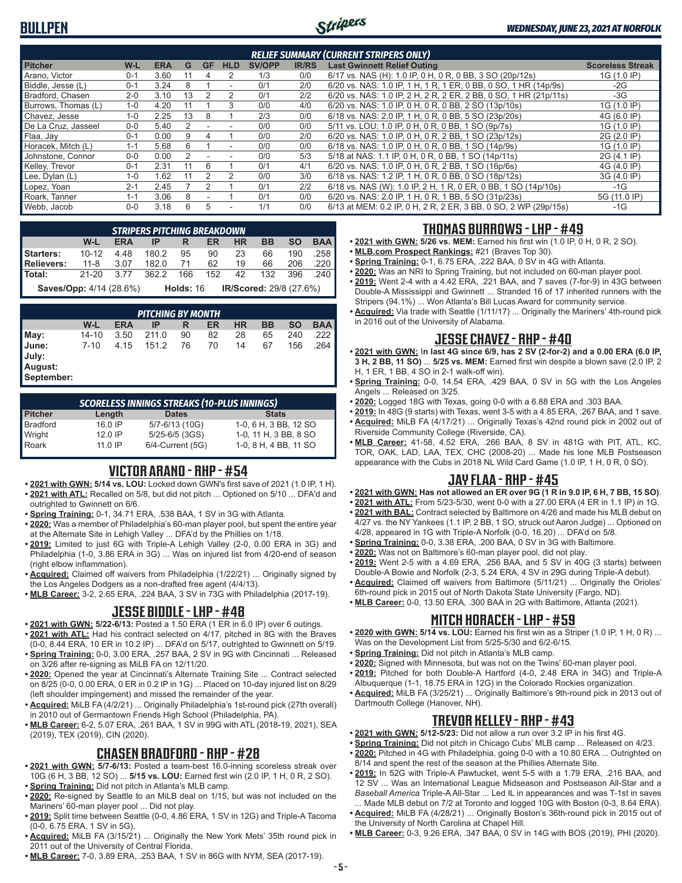# BULLPEN

*WEDNESDAY, JUNE 23, 2021 AT NORFOLK*

### RELIEF SUMMARY (CURRENT STRIPERS ONLY)

| Pitcher | W-L | ERA | G | GF | HLD | SV/OPP | IR/RS | Last Gwinnett Relief Outing | Scoreless Streak |
|---|---|---|---|---|---|---|---|---|---|
| Arano, Victor | 0-1 | 3.60 | 11 | 4 | 2 | 1/3 | 0/0 | 6/17 vs. NAS (H): 1.0 IP, 0 H, 0 R, 0 BB, 3 SO (20p/12s) | 1G (1.0 IP) |
| Biddle, Jesse (L) | 0-1 | 3.24 | 8 | 1 | - | 0/1 | 2/0 | 6/20 vs. NAS: 1.0 IP, 1 H, 1 R, 1 ER, 0 BB, 0 SO, 1 HR (14p/9s) | -2G |
| Bradford, Chasen | 2-0 | 3.10 | 13 | 2 | 2 | 0/1 | 2/2 | 6/20 vs. NAS: 1.0 IP, 2 H, 2 R, 2 ER, 2 BB, 0 SO, 1 HR (21p/11s) | -3G |
| Burrows, Thomas (L) | 1-0 | 4.20 | 11 | 1 | 3 | 0/0 | 4/0 | 6/20 vs. NAS: 1.0 IP, 0 H, 0 R, 0 BB, 2 SO (13p/10s) | 1G (1.0 IP) |
| Chavez, Jesse | 1-0 | 2.25 | 13 | 8 | 1 | 2/3 | 0/0 | 6/18 vs. NAS: 2.0 IP, 1 H, 0 R, 0 BB, 5 SO (23p/20s) | 4G (6.0 IP) |
| De La Cruz, Jasseel | 0-0 | 5.40 | 2 | - | - | 0/0 | 0/0 | 5/11 vs. LOU: 1.0 IP, 0 H, 0 R, 0 BB, 1 SO (9p/7s) | 1G (1.0 IP) |
| Flaa, Jay | 0-1 | 0.00 | 9 | 4 | 1 | 0/0 | 2/0 | 6/20 vs. NAS: 1.0 IP, 0 H, 0 R, 2 BB, 1 SO (23p/12s) | 2G (2.0 IP) |
| Horacek, Mitch (L) | 1-1 | 5.68 | 6 | 1 | - | 0/0 | 0/0 | 6/18 vs. NAS: 1.0 IP, 0 H, 0 R, 0 BB, 1 SO (14p/9s) | 1G (1.0 IP) |
| Johnstone, Connor | 0-0 | 0.00 | 2 | - | - | 0/0 | 5/3 | 5/18 at NAS: 1.1 IP, 0 H, 0 R, 0 BB, 1 SO (14p/11s) | 2G (4.1 IP) |
| Kelley, Trevor | 0-1 | 2.31 | 11 | 6 | 1 | 0/1 | 4/1 | 6/20 vs. NAS: 1.0 IP, 0 H, 0 R, 2 BB, 1 SO (16p/6s) | 4G (4.0 IP) |
| Lee, Dylan (L) | 1-0 | 1.62 | 11 | 2 | 2 | 0/0 | 3/0 | 6/18 vs. NAS: 1.2 IP, 1 H, 0 R, 0 BB, 0 SO (18p/12s) | 3G (4.0 IP) |
| Lopez, Yoan | 2-1 | 2.45 | 7 | 2 | 1 | 0/1 | 2/2 | 6/18 vs. NAS (W): 1.0 IP, 2 H, 1 R, 0 ER, 0 BB, 1 SO (14p/10s) | -1G |
| Roark, Tanner | 1-1 | 3.06 | 8 | - | 1 | 0/1 | 0/0 | 6/20 vs. NAS: 2.0 IP, 1 H, 0 R, 1 BB, 5 SO (31p/23s) | 5G (11.0 IP) |
| Webb, Jacob | 0-0 | 3.18 | 6 | 5 | - | 1/1 | 0/0 | 6/13 at MEM: 0.2 IP, 0 H, 2 R, 2 ER, 3 BB, 0 SO, 2 WP (29p/15s) | -1G |

### STRIPERS PITCHING BREAKDOWN

| | W-L | ERA | IP | R | ER | HR | BB | SO | BAA |
|---|---|---|---|---|---|---|---|---|---|
| Starters: | 10-12 | 4.48 | 180.2 | 95 | 90 | 23 | 66 | 190 | .258 |
| Relievers: | 11-8 | 3.07 | 182.0 | 71 | 62 | 19 | 66 | 206 | .220 |
| Total: | 21-20 | 3.77 | 362.2 | 166 | 152 | 42 | 132 | 396 | .240 |

**Saves/Opp:** 4/14 (28.6%) **Holds:** 16 **IR/Scored:** 29/8 (27.6%)

### PITCHING BY MONTH

| | W-L | ERA | IP | R | ER | HR | BB | SO | BAA |
|---|---|---|---|---|---|---|---|---|---|
| May: | 14-10 | 3.50 | 211.0 | 90 | 82 | 28 | 65 | 240 | .222 |
| June: | 7-10 | 4.15 | 151.2 | 76 | 70 | 14 | 67 | 156 | .264 |
| July: | | | | | | | | | |
| August: | | | | | | | | | |
| September: | | | | | | | | | |

### SCORELESS INNINGS STREAKS (10-PLUS INNINGS)

| Pitcher | Length | Dates | Stats |
|---|---|---|---|
| Bradford | 16.0 IP | 5/7-6/13 (10G) | 1-0, 6 H, 3 BB, 12 SO |
| Wright | 12.0 IP | 5/25-6/5 (3GS) | 1-0, 11 H, 3 BB, 8 SO |
| Roark | 11.0 IP | 6/4-Current (5G) | 1-0, 8 H, 4 BB, 11 SO |

## VICTOR ARANO - RHP - #54

- **2021 with GWN: 5/14 vs. LOU:** Locked down GWN's first save of 2021 (1.0 IP, 1 H).
- **2021 with ATL:** Recalled on 5/8, but did not pitch ... Optioned on 5/10 ... DFA'd and outrighted to Gwinnett on 6/6.
- **Spring Training:** 0-1, 34.71 ERA, .538 BAA, 1 SV in 3G with Atlanta.
- **2020:** Was a member of Philadelphia's 60-man player pool, but spent the entire year at the Alternate Site in Lehigh Valley ... DFA'd by the Phillies on 1/18.
- **2019:** Limited to just 6G with Triple-A Lehigh Valley (2-0, 0.00 ERA in 3G) and Philadelphia (1-0, 3.86 ERA in 3G) ... Was on injured list from 4/20-end of season (right elbow inflammation).
- **Acquired:** Claimed off waivers from Philadelphia (1/22/21) ... Originally signed by the Los Angeles Dodgers as a non-drafted free agent (4/4/13).
- **MLB Career:** 3-2, 2.65 ERA, .224 BAA, 3 SV in 73G with Philadelphia (2017-19).

## JESSE BIDDLE - LHP - #48

- **2021 with GWN: 5/22-6/13:** Posted a 1.50 ERA (1 ER in 6.0 IP) over 6 outings.
- **2021 with ATL:** Had his contract selected on 4/17, pitched in 8G with the Braves (0-0, 8.44 ERA, 10 ER in 10.2 IP) ... DFA'd on 5/17, outrighted to Gwinnett on 5/19.
- **Spring Training:** 0-0, 3.00 ERA, .257 BAA, 2 SV in 9G with Cincinnati ... Released on 3/26 after re-signing as MiLB FA on 12/11/20.
- **2020:** Opened the year at Cincinnati's Alternate Training Site ... Contract selected on 8/25 (0-0, 0.00 ERA, 0 ER in 0.2 IP in 1G) ... Placed on 10-day injured list on 8/29 (left shoulder impingement) and missed the remainder of the year.
- **Acquired:** MiLB FA (4/2/21) ... Originally Philadelphia's 1st-round pick (27th overall) in 2010 out of Germantown Friends High School (Philadelphia, PA).
- **MLB Career:** 6-2, 5.07 ERA, .261 BAA, 1 SV in 99G with ATL (2018-19, 2021), SEA (2019), TEX (2019), CIN (2020).

## CHASEN BRADFORD - RHP - #28

- **2021 with GWN: 5/7-6/13:** Posted a team-best 16.0-inning scoreless streak over 10G (6 H, 3 BB, 12 SO) ... **5/15 vs. LOU:** Earned first win (2.0 IP, 1 H, 0 R, 2 SO).
- **Spring Training:** Did not pitch in Atlanta's MLB camp.
- **2020:** Re-signed by Seattle to an MiLB deal on 1/15, but was not included on the Mariners' 60-man player pool ... Did not play.
- **2019:** Split time between Seattle (0-0, 4.86 ERA, 1 SV in 12G) and Triple-A Tacoma (0-0, 6.75 ERA, 1 SV in 5G).
- **Acquired:** MiLB FA (3/15/21) ... Originally the New York Mets' 35th round pick in 2011 out of the University of Central Florida.
- **MLB Career:** 7-0, 3.89 ERA, .253 BAA, 1 SV in 86G with NYM, SEA (2017-19).

## THOMAS BURROWS - LHP - #49

- **2021 with GWN: 5/26 vs. MEM:** Earned his first win (1.0 IP, 0 H, 0 R, 2 SO).
- **MLB.com Prospect Rankings:** #21 (Braves Top 30).
- **Spring Training:** 0-1, 6.75 ERA, .222 BAA, 0 SV in 4G with Atlanta.
- **2020:** Was an NRI to Spring Training, but not included on 60-man player pool.
- **2019:** Went 2-4 with a 4.42 ERA, .221 BAA, and 7 saves (7-for-9) in 43G between Double-A Mississippi and Gwinnett ... Stranded 16 of 17 inherited runners with the Stripers (94.1%) ... Won Atlanta's Bill Lucas Award for community service.
- **Acquired:** Via trade with Seattle (1/11/17) ... Originally the Mariners' 4th-round pick in 2016 out of the University of Alabama.

## JESSE CHAVEZ - RHP - #40

- **2021 with GWN:** In **last 4G since 6/9, has 2 SV (2-for-2) and a 0.00 ERA (6.0 IP, 3 H, 2 BB, 11 SO)** ... **5/25 vs. MEM:** Earned first win despite a blown save (2.0 IP, 2 H, 1 ER, 1 BB, 4 SO in 2-1 walk-off win).
- **Spring Training:** 0-0, 14.54 ERA, .429 BAA, 0 SV in 5G with the Los Angeles Angels ... Released on 3/25.
- **2020:** Logged 18G with Texas, going 0-0 with a 6.88 ERA and .303 BAA.
- **2019:** In 48G (9 starts) with Texas, went 3-5 with a 4.85 ERA, .267 BAA, and 1 save.
- **Acquired:** MiLB FA (4/17/21) ... Originally Texas's 42nd round pick in 2002 out of Riverside Community College (Riverside, CA).
- **MLB Career:** 41-58, 4.52 ERA, .266 BAA, 8 SV in 481G with PIT, ATL, KC, TOR, OAK, LAD, LAA, TEX, CHC (2008-20) ... Made his lone MLB Postseason appearance with the Cubs in 2018 NL Wild Card Game (1.0 IP, 1 H, 0 R, 0 SO).

## JAY FLAA - RHP - #45

- **2021 with GWN: Has not allowed an ER over 9G (1 R in 9.0 IP, 6 H, 7 BB, 15 SO)**.
- **2021 with ATL:** From 5/23-5/30, went 0-0 with a 27.00 ERA (4 ER in 1.1 IP) in 1G.
- **2021 with BAL:** Contract selected by Baltimore on 4/26 and made his MLB debut on 4/27 vs. the NY Yankees (1.1 IP, 2 BB, 1 SO, struck out Aaron Judge) ... Optioned on 4/28, appeared in 1G with Triple-A Norfolk (0-0, 16.20) ... DFA'd on 5/8.
- **Spring Training:** 0-0, 3.38 ERA, .200 BAA, 0 SV in 3G with Baltimore.
- **2020:** Was not on Baltimore's 60-man player pool, did not play.
- **2019:** Went 2-5 with a 4.69 ERA, .256 BAA, and 5 SV in 40G (3 starts) between Double-A Bowie and Norfolk (2-3, 5.24 ERA, 4 SV in 29G during Triple-A debut).
- **Acquired:** Claimed off waivers from Baltimore (5/11/21) ... Originally the Orioles' 6th-round pick in 2015 out of North Dakota State University (Fargo, ND).
- **MLB Career:** 0-0, 13.50 ERA, .300 BAA in 2G with Baltimore, Atlanta (2021).

## MITCH HORACEK - LHP - #59

- **2020 with GWN: 5/14 vs. LOU:** Earned his first win as a Striper (1.0 IP, 1 H, 0 R) ... Was on the Development List from 5/25-5/30 and 6/2-6/15.
- **Spring Training:** Did not pitch in Atlanta's MLB camp.
- **2020:** Signed with Minnesota, but was not on the Twins' 60-man player pool.
- **2019:** Pitched for both Double-A Hartford (4-0, 2.48 ERA in 34G) and Triple-A Albuquerque (1-1, 18.75 ERA in 12G) in the Colorado Rockies organization.
- **Acquired:** MiLB FA (3/25/21) ... Originally Baltimore's 9th-round pick in 2013 out of Dartmouth College (Hanover, NH).

## TREVOR KELLEY - RHP - #43

- **2021 with GWN: 5/12-5/23:** Did not allow a run over 3.2 IP in his first 4G.
- **Spring Training:** Did not pitch in Chicago Cubs' MLB camp ... Released on 4/23.
- **2020:** Pitched in 4G with Philadelphia, going 0-0 with a 10.80 ERA ... Outrighted on 8/14 and spent the rest of the season at the Phillies Alternate Site.
- **2019:** In 52G with Triple-A Pawtucket, went 5-5 with a 1.79 ERA, .216 BAA, and 12 SV ... Was an International League Midseason and Postseason All-Star and a *Baseball America* Triple-A All-Star ... Led IL in appearances and was T-1st in saves ... Made MLB debut on 7/2 at Toronto and logged 10G with Boston (0-3, 8.64 ERA).
- **Acquired:** MiLB FA (4/28/21) ... Originally Boston's 36th-round pick in 2015 out of the University of North Carolina at Chapel Hill.
- **MLB Career:** 0-3, 9.26 ERA, .347 BAA, 0 SV in 14G with BOS (2019), PHI (2020).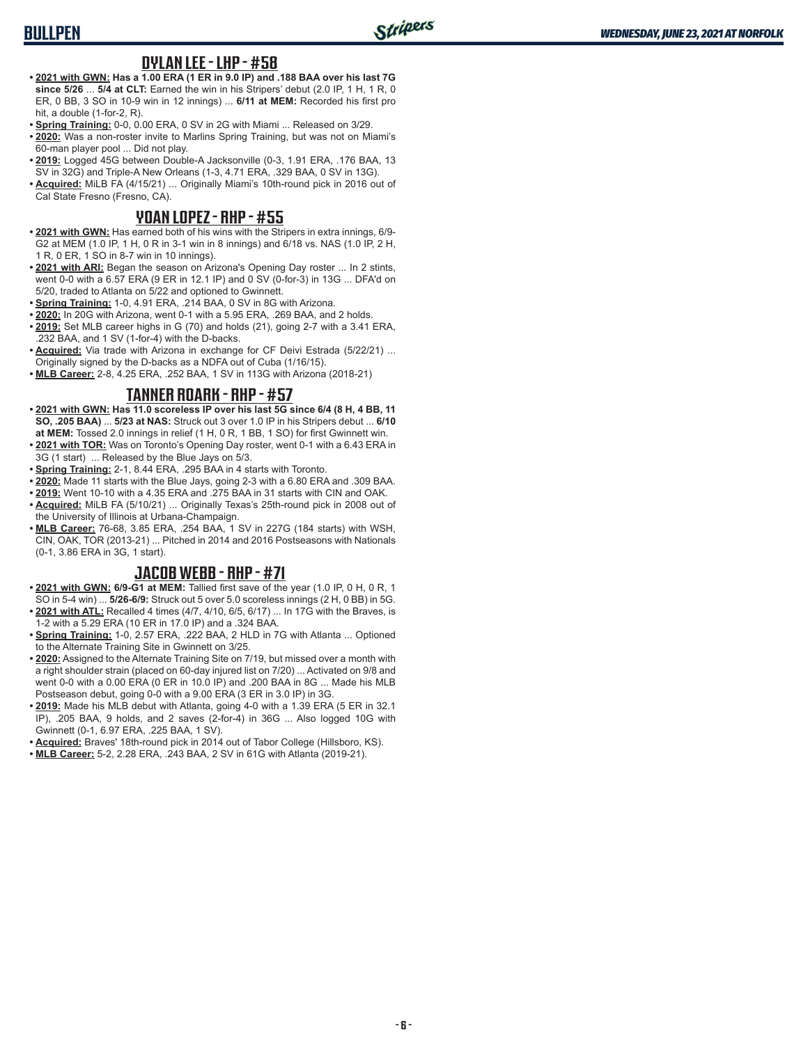## DYLAN LEE - LHP - #58

- **2021 with GWN: Has a 1.00 ERA (1 ER in 9.0 IP) and .188 BAA over his last 7G since 5/26** ... **5/4 at CLT:** Earned the win in his Stripers' debut (2.0 IP, 1 H, 1 R, 0 ER, 0 BB, 3 SO in 10-9 win in 12 innings) ... **6/11 at MEM:** Recorded his first pro hit, a double (1-for-2, R).
- **Spring Training:** 0-0, 0.00 ERA, 0 SV in 2G with Miami ... Released on 3/29.
- **2020:** Was a non-roster invite to Marlins Spring Training, but was not on Miami's 60-man player pool ... Did not play.
- **2019:** Logged 45G between Double-A Jacksonville (0-3, 1.91 ERA, .176 BAA, 13 SV in 32G) and Triple-A New Orleans (1-3, 4.71 ERA, .329 BAA, 0 SV in 13G).
- **Acquired:** MiLB FA (4/15/21) ... Originally Miami's 10th-round pick in 2016 out of Cal State Fresno (Fresno, CA).

## YOAN LOPEZ - RHP - #55

- **2021 with GWN:** Has earned both of his wins with the Stripers in extra innings, 6/9-G2 at MEM (1.0 IP, 1 H, 0 R in 3-1 win in 8 innings) and 6/18 vs. NAS (1.0 IP, 2 H, 1 R, 0 ER, 1 SO in 8-7 win in 10 innings).
- **2021 with ARI:** Began the season on Arizona's Opening Day roster ... In 2 stints, went 0-0 with a 6.57 ERA (9 ER in 12.1 IP) and 0 SV (0-for-3) in 13G ... DFA'd on 5/20, traded to Atlanta on 5/22 and optioned to Gwinnett.
- **Spring Training:** 1-0, 4.91 ERA, .214 BAA, 0 SV in 8G with Arizona.
- **2020:** In 20G with Arizona, went 0-1 with a 5.95 ERA, .269 BAA, and 2 holds.
- **2019:** Set MLB career highs in G (70) and holds (21), going 2-7 with a 3.41 ERA, .232 BAA, and 1 SV (1-for-4) with the D-backs.
- **Acquired:** Via trade with Arizona in exchange for CF Deivi Estrada (5/22/21) ... Originally signed by the D-backs as a NDFA out of Cuba (1/16/15).
- **MLB Career:** 2-8, 4.25 ERA, .252 BAA, 1 SV in 113G with Arizona (2018-21)

## TANNER ROARK - RHP - #57

- **2021 with GWN: Has 11.0 scoreless IP over his last 5G since 6/4 (8 H, 4 BB, 11 SO, .205 BAA)** ... **5/23 at NAS:** Struck out 3 over 1.0 IP in his Stripers debut ... **6/10 at MEM:** Tossed 2.0 innings in relief (1 H, 0 R, 1 BB, 1 SO) for first Gwinnett win.
- **2021 with TOR:** Was on Toronto's Opening Day roster, went 0-1 with a 6.43 ERA in 3G (1 start) ... Released by the Blue Jays on 5/3.
- **Spring Training:** 2-1, 8.44 ERA, .295 BAA in 4 starts with Toronto.
- **2020:** Made 11 starts with the Blue Jays, going 2-3 with a 6.80 ERA and .309 BAA.
- **2019:** Went 10-10 with a 4.35 ERA and .275 BAA in 31 starts with CIN and OAK.
- **Acquired:** MiLB FA (5/10/21) ... Originally Texas's 25th-round pick in 2008 out of the University of Illinois at Urbana-Champaign.
- **MLB Career:** 76-68, 3.85 ERA, .254 BAA, 1 SV in 227G (184 starts) with WSH, CIN, OAK, TOR (2013-21) ... Pitched in 2014 and 2016 Postseasons with Nationals (0-1, 3.86 ERA in 3G, 1 start).

## JACOB WEBB - RHP - #71

- **2021 with GWN: 6/9-G1 at MEM:** Tallied first save of the year (1.0 IP, 0 H, 0 R, 1 SO in 5-4 win) ... **5/26-6/9:** Struck out 5 over 5.0 scoreless innings (2 H, 0 BB) in 5G.
- **2021 with ATL:** Recalled 4 times (4/7, 4/10, 6/5, 6/17) ... In 17G with the Braves, is 1-2 with a 5.29 ERA (10 ER in 17.0 IP) and a .324 BAA.
- **Spring Training:** 1-0, 2.57 ERA, .222 BAA, 2 HLD in 7G with Atlanta ... Optioned to the Alternate Training Site in Gwinnett on 3/25.
- **2020:** Assigned to the Alternate Training Site on 7/19, but missed over a month with a right shoulder strain (placed on 60-day injured list on 7/20) ... Activated on 9/8 and went 0-0 with a 0.00 ERA (0 ER in 10.0 IP) and .200 BAA in 8G ... Made his MLB Postseason debut, going 0-0 with a 9.00 ERA (3 ER in 3.0 IP) in 3G.
- **2019:** Made his MLB debut with Atlanta, going 4-0 with a 1.39 ERA (5 ER in 32.1 IP), .205 BAA, 9 holds, and 2 saves (2-for-4) in 36G ... Also logged 10G with Gwinnett (0-1, 6.97 ERA, .225 BAA, 1 SV).
- **Acquired:** Braves' 18th-round pick in 2014 out of Tabor College (Hillsboro, KS).
- **MLB Career:** 5-2, 2.28 ERA, .243 BAA, 2 SV in 61G with Atlanta (2019-21).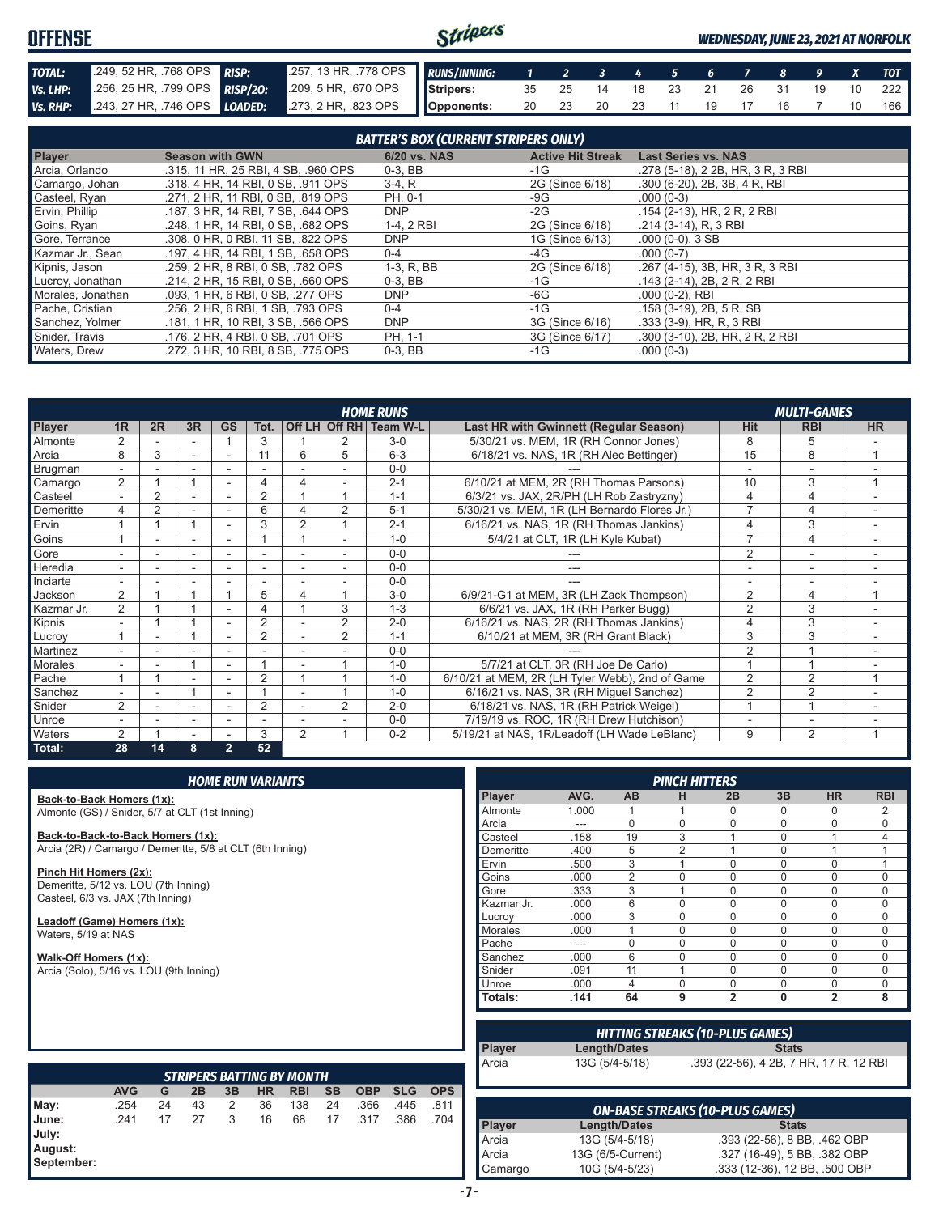# OFFENSE

*WEDNESDAY, JUNE 23, 2021 AT NORFOLK*

| | | | |
|---|---|---|---|
| **TOTAL:** | .249, 52 HR, .768 OPS | **RISP:** | .257, 13 HR, .778 OPS |
| **Vs. LHP:** | .256, 25 HR, .799 OPS | **RISP/2O:** | .209, 5 HR, .670 OPS |
| **Vs. RHP:** | .243, 27 HR, .746 OPS | **LOADED:** | .273, 2 HR, .823 OPS |

| RUNS/INNING: | 1 | 2 | 3 | 4 | 5 | 6 | 7 | 8 | 9 | X | TOT |
|---|---|---|---|---|---|---|---|---|---|---|---|
| Stripers: | 35 | 25 | 14 | 18 | 23 | 21 | 26 | 31 | 19 | 10 | 222 |
| Opponents: | 20 | 23 | 20 | 23 | 11 | 19 | 17 | 16 | 7 | 10 | 166 |

## BATTER'S BOX (CURRENT STRIPERS ONLY)

| Player | Season with GWN | 6/20 vs. NAS | Active Hit Streak | Last Series vs. NAS |
|---|---|---|---|---|
| Arcia, Orlando | .315, 11 HR, 25 RBI, 4 SB, .960 OPS | 0-3, BB | -1G | .278 (5-18), 2 2B, HR, 3 R, 3 RBI |
| Camargo, Johan | .318, 4 HR, 14 RBI, 0 SB, .911 OPS | 3-4, R | 2G (Since 6/18) | .300 (6-20), 2B, 3B, 4 R, RBI |
| Casteel, Ryan | .271, 2 HR, 11 RBI, 0 SB, .819 OPS | PH, 0-1 | -9G | .000 (0-3) |
| Ervin, Phillip | .187, 3 HR, 14 RBI, 7 SB, .644 OPS | DNP | -2G | .154 (2-13), HR, 2 R, 2 RBI |
| Goins, Ryan | .248, 1 HR, 14 RBI, 0 SB, .682 OPS | 1-4, 2 RBI | 2G (Since 6/18) | .214 (3-14), R, 3 RBI |
| Gore, Terrance | .308, 0 HR, 0 RBI, 11 SB, .822 OPS | DNP | 1G (Since 6/13) | .000 (0-0), 3 SB |
| Kazmar Jr., Sean | .197, 4 HR, 14 RBI, 1 SB, .658 OPS | 0-4 | -4G | .000 (0-7) |
| Kipnis, Jason | .259, 2 HR, 8 RBI, 0 SB, .782 OPS | 1-3, R, BB | 2G (Since 6/18) | .267 (4-15), 3B, HR, 3 R, 3 RBI |
| Lucroy, Jonathan | .214, 2 HR, 15 RBI, 0 SB, .660 OPS | 0-3, BB | -1G | .143 (2-14), 2B, 2 R, 2 RBI |
| Morales, Jonathan | .093, 1 HR, 6 RBI, 0 SB, .277 OPS | DNP | -6G | .000 (0-2), RBI |
| Pache, Cristian | .256, 2 HR, 6 RBI, 1 SB, .793 OPS | 0-4 | -1G | .158 (3-19), 2B, 5 R, SB |
| Sanchez, Yolmer | .181, 1 HR, 10 RBI, 3 SB, .566 OPS | DNP | 3G (Since 6/16) | .333 (3-9), HR, R, 3 RBI |
| Snider, Travis | .176, 2 HR, 4 RBI, 0 SB, .701 OPS | PH, 1-1 | 3G (Since 6/17) | .300 (3-10), 2B, HR, 2 R, 2 RBI |
| Waters, Drew | .272, 3 HR, 10 RBI, 8 SB, .775 OPS | 0-3, BB | -1G | .000 (0-3) |

## HOME RUNS / MULTI-GAMES

| Player | 1R | 2R | 3R | GS | Tot. | Off LH | Off RH | Team W-L | Last HR with Gwinnett (Regular Season) | Hit | RBI | HR |
|---|---|---|---|---|---|---|---|---|---|---|---|---|
| Almonte | 2 | - | - | 1 | 3 | 1 | 2 | 3-0 | 5/30/21 vs. MEM, 1R (RH Connor Jones) | 8 | 5 | - |
| Arcia | 8 | 3 | - | - | 11 | 6 | 5 | 6-3 | 6/18/21 vs. NAS, 1R (RH Alec Bettinger) | 15 | 8 | 1 |
| Brugman | - | - | - | - | - | - | - | 0-0 | --- | - | - | - |
| Camargo | 2 | 1 | 1 | - | 4 | 4 | - | 2-1 | 6/10/21 at MEM, 2R (RH Thomas Parsons) | 10 | 3 | 1 |
| Casteel | - | 2 | - | - | 2 | 1 | 1 | 1-1 | 6/3/21 vs. JAX, 2R/PH (LH Rob Zastryzny) | 4 | 4 | - |
| Demeritte | 4 | 2 | - | - | 6 | 4 | 2 | 5-1 | 5/30/21 vs. MEM, 1R (LH Bernardo Flores Jr.) | 7 | 4 | - |
| Ervin | 1 | 1 | 1 | - | 3 | 2 | 1 | 2-1 | 6/16/21 vs. NAS, 1R (RH Thomas Jankins) | 4 | 3 | - |
| Goins | 1 | - | - | - | 1 | 1 | - | 1-0 | 5/4/21 at CLT, 1R (LH Kyle Kubat) | 7 | 4 | - |
| Gore | - | - | - | - | - | - | - | 0-0 | --- | 2 | - | - |
| Heredia | - | - | - | - | - | - | - | 0-0 | --- | - | - | - |
| Inciarte | - | - | - | - | - | - | - | 0-0 | --- | - | - | - |
| Jackson | 2 | 1 | 1 | 1 | 5 | 4 | 1 | 3-0 | 6/9/21-G1 at MEM, 3R (LH Zack Thompson) | 2 | 4 | 1 |
| Kazmar Jr. | 2 | 1 | 1 | - | 4 | 1 | 3 | 1-3 | 6/6/21 vs. JAX, 1R (RH Parker Bugg) | 2 | 3 | - |
| Kipnis | - | 1 | 1 | - | 2 | - | 2 | 2-0 | 6/16/21 vs. NAS, 2R (RH Thomas Jankins) | 4 | 3 | - |
| Lucroy | 1 | - | 1 | - | 2 | - | 2 | 1-1 | 6/10/21 at MEM, 3R (RH Grant Black) | 3 | 3 | - |
| Martinez | - | - | - | - | - | - | - | 0-0 | --- | 2 | 1 | - |
| Morales | - | - | 1 | - | 1 | - | 1 | 1-0 | 5/7/21 at CLT, 3R (RH Joe De Carlo) | 1 | 1 | - |
| Pache | 1 | 1 | - | - | 2 | 1 | 1 | 1-0 | 6/10/21 at MEM, 2R (LH Tyler Webb), 2nd of Game | 2 | 2 | 1 |
| Sanchez | - | - | 1 | - | 1 | - | 1 | 1-0 | 6/16/21 vs. NAS, 3R (RH Miguel Sanchez) | 2 | 2 | - |
| Snider | 2 | - | - | - | 2 | - | 2 | 2-0 | 6/18/21 vs. NAS, 1R (RH Patrick Weigel) | 1 | 1 | - |
| Unroe | - | - | - | - | - | - | - | 0-0 | 7/19/19 vs. ROC, 1R (RH Drew Hutchison) | - | - | - |
| Waters | 2 | 1 | - | - | 3 | 2 | 1 | 0-2 | 5/19/21 at NAS, 1R/Leadoff (LH Wade LeBlanc) | 9 | 2 | 1 |
| **Total:** | **28** | **14** | **8** | **2** | **52** | | | | | | | |

## HOME RUN VARIANTS

**Back-to-Back Homers (1x):**
Almonte (GS) / Snider, 5/7 at CLT (1st Inning)

**Back-to-Back-to-Back Homers (1x):**
Arcia (2R) / Camargo / Demeritte, 5/8 at CLT (6th Inning)

**Pinch Hit Homers (2x):**
Demeritte, 5/12 vs. LOU (7th Inning)
Casteel, 6/3 vs. JAX (7th Inning)

**Leadoff (Game) Homers (1x):**
Waters, 5/19 at NAS

**Walk-Off Homers (1x):**
Arcia (Solo), 5/16 vs. LOU (9th Inning)

## PINCH HITTERS

| Player | AVG. | AB | H | 2B | 3B | HR | RBI |
|---|---|---|---|---|---|---|---|
| Almonte | 1.000 | 1 | 1 | 0 | 0 | 0 | 2 |
| Arcia | --- | 0 | 0 | 0 | 0 | 0 | 0 |
| Casteel | .158 | 19 | 3 | 1 | 0 | 1 | 4 |
| Demeritte | .400 | 5 | 2 | 1 | 0 | 1 | 1 |
| Ervin | .500 | 3 | 1 | 0 | 0 | 0 | 1 |
| Goins | .000 | 2 | 0 | 0 | 0 | 0 | 0 |
| Gore | .333 | 3 | 1 | 0 | 0 | 0 | 0 |
| Kazmar Jr. | .000 | 6 | 0 | 0 | 0 | 0 | 0 |
| Lucroy | .000 | 3 | 0 | 0 | 0 | 0 | 0 |
| Morales | .000 | 1 | 0 | 0 | 0 | 0 | 0 |
| Pache | --- | 0 | 0 | 0 | 0 | 0 | 0 |
| Sanchez | .000 | 6 | 0 | 0 | 0 | 0 | 0 |
| Snider | .091 | 11 | 1 | 0 | 0 | 0 | 0 |
| Unroe | .000 | 4 | 0 | 0 | 0 | 0 | 0 |
| **Totals:** | **.141** | **64** | **9** | **2** | **0** | **2** | **8** |

## HITTING STREAKS (10-PLUS GAMES)

| Player | Length/Dates | Stats |
|---|---|---|
| Arcia | 13G (5/4-5/18) | .393 (22-56), 4 2B, 7 HR, 17 R, 12 RBI |

## STRIPERS BATTING BY MONTH

| | AVG | G | 2B | 3B | HR | RBI | SB | OBP | SLG | OPS |
|---|---|---|---|---|---|---|---|---|---|---|
| **May:** | .254 | 24 | 43 | 2 | 36 | 138 | 24 | .366 | .445 | .811 |
| **June:** | .241 | 17 | 27 | 3 | 16 | 68 | 17 | .317 | .386 | .704 |
| **July:** | | | | | | | | | | |
| **August:** | | | | | | | | | | |
| **September:** | | | | | | | | | | |

## ON-BASE STREAKS (10-PLUS GAMES)

| Player | Length/Dates | Stats |
|---|---|---|
| Arcia | 13G (5/4-5/18) | .393 (22-56), 8 BB, .462 OBP |
| Arcia | 13G (6/5-Current) | .327 (16-49), 5 BB, .382 OBP |
| Camargo | 10G (5/4-5/23) | .333 (12-36), 12 BB, .500 OBP |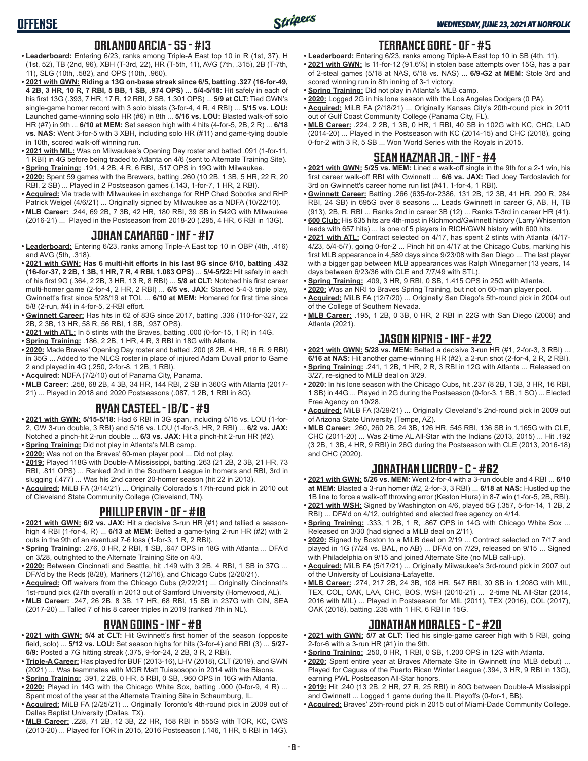# OFFENSE

*WEDNESDAY, JUNE 23, 2021 AT NORFOLK*

## ORLANDO ARCIA - SS - #13

- **Leaderboard:** Entering 6/23, ranks among Triple-A East top 10 in R (1st, 37), H (1st, 52), TB (2nd, 96), XBH (T-3rd, 22), HR (T-5th, 11), AVG (7th, .315), 2B (T-7th, 11), SLG (10th, .582), and OPS (10th, .960).
- **2021 with GWN: Riding a 13G on-base streak since 6/5, batting .327 (16-for-49, 4 2B, 3 HR, 10 R, 7 RBI, 5 BB, 1 SB, .974 OPS)** ... **5/4-5/18:** Hit safely in each of his first 13G (.393, 7 HR, 17 R, 12 RBI, 2 SB, 1.301 OPS) ... **5/9 at CLT:** Tied GWN's single-game homer record with 3 solo blasts (3-for-4, 4 R, 4 RBI) ... **5/15 vs. LOU:** Launched game-winning solo HR (#6) in 8th ... **5/16 vs. LOU:** Blasted walk-off solo HR (#7) in 9th ... **6/10 at MEM:** Set season high with 4 hits (4-for-5, 2B, 2 R) ... **6/18 vs. NAS:** Went 3-for-5 with 3 XBH, including solo HR (#11) and game-tying double in 10th, scored walk-off winning run.
- **2021 with MIL:** Was on Milwaukee's Opening Day roster and batted .091 (1-for-11, 1 RBI) in 4G before being traded to Atlanta on 4/6 (sent to Alternate Training Site).
- **Spring Training:** .191, 4 2B, 4 R, 6 RBI, .517 OPS in 19G with Milwaukee.
- **2020:** Spent 59 games with the Brewers, batting .260 (10 2B, 1 3B, 5 HR, 22 R, 20 RBI, 2 SB) ... Played in 2 Postseason games (.143, 1-for-7, 1 HR, 2 RBI).
- **Acquired:** Via trade with Milwaukee in exchange for RHP Chad Sobotka and RHP Patrick Weigel (4/6/21) ... Originally signed by Milwaukee as a NDFA (10/22/10).
- **MLB Career:** .244, 69 2B, 7 3B, 42 HR, 180 RBI, 39 SB in 542G with Milwaukee (2016-21) ... Played in the Postseason from 2018-20 (.295, 4 HR, 6 RBI in 13G).

## JOHAN CAMARGO - INF - #17

- **Leaderboard:** Entering 6/23, ranks among Triple-A East top 10 in OBP (4th, .416) and AVG (5th, .318).
- **2021 with GWN: Has 6 multi-hit efforts in his last 9G since 6/10, batting .432 (16-for-37, 2 2B, 1 3B, 1 HR, 7 R, 4 RBI, 1.083 OPS)** ... **5/4-5/22:** Hit safely in each of his first 9G (.364, 2 2B, 3 HR, 13 R, 8 RBI) ... **5/8 at CLT:** Notched his first career multi-homer game (2-for-4, 2 HR, 2 RBI) ... **6/5 vs. JAX:** Started 5-4-3 triple play, Gwinnett's first since 5/28/19 at TOL ... **6/10 at MEM:** Homered for first time since 5/8 (2-run, #4) in 4-for-5, 2-RBI effort.
- **Gwinnett Career:** Has hits in 62 of 83G since 2017, batting .336 (110-for-327, 22 2B, 2 3B, 13 HR, 58 R, 56 RBI, 1 SB, .937 OPS).
- **2021 with ATL:** In 5 stints with the Braves, batting .000 (0-for-15, 1 R) in 14G.
- **Spring Training:** .186, 2 2B, 1 HR, 4 R, 3 RBI in 18G with Atlanta.
- **2020:** Made Braves' Opening Day roster and batted .200 (8 2B, 4 HR, 16 R, 9 RBI) in 35G ... Added to the NLCS roster in place of injured Adam Duvall prior to Game 2 and played in 4G (.250, 2-for-8, 1 2B, 1 RBI).
- **Acquired:** NDFA (7/2/10) out of Panama City, Panama.
- **MLB Career:** .258, 68 2B, 4 3B, 34 HR, 144 RBI, 2 SB in 360G with Atlanta (2017-21) ... Played in 2018 and 2020 Postseasons (.087, 1 2B, 1 RBI in 8G).

## RYAN CASTEEL - 1B/C - #9

- **2021 with GWN:** **5/15-5/18:** Had 6 RBI in 3G span, including 5/15 vs. LOU (1-for-2, GW 3-run double, 3 RBI) and 5/16 vs. LOU (1-for-3, HR, 2 RBI) ... **6/2 vs. JAX:** Notched a pinch-hit 2-run double ... **6/3 vs. JAX:** Hit a pinch-hit 2-run HR (#2).
- **Spring Training:** Did not play in Atlanta's MLB camp.
- **2020:** Was not on the Braves' 60-man player pool ... Did not play.
- **2019:** Played 118G with Double-A Mississippi, batting .263 (21 2B, 2 3B, 21 HR, 73 RBI, .811 OPS) ... Ranked 2nd in the Southern League in homers and RBI, 3rd in slugging (.477) ... Was his 2nd career 20-homer season (hit 22 in 2013).
- **Acquired:** MiLB FA (3/14/21) ... Originally Colorado's 17th-round pick in 2010 out of Cleveland State Community College (Cleveland, TN).

## PHILLIP ERVIN - OF - #18

- **2021 with GWN:** **6/2 vs. JAX:** Hit a decisive 3-run HR (#1) and tallied a season-high 4 RBI (1-for-4, R) ... **6/13 at MEM:** Belted a game-tying 2-run HR (#2) with 2 outs in the 9th of an eventual 7-6 loss (1-for-3, 1 R, 2 RBI).
- **Spring Training:** .276, 0 HR, 2 RBI, 1 SB, .647 OPS in 18G with Atlanta ... DFA'd on 3/28, outrighted to the Alternate Training Site on 4/3.
- **2020:** Between Cincinnati and Seattle, hit .149 with 3 2B, 4 RBI, 1 SB in 37G ... DFA'd by the Reds (8/28), Mariners (12/16), and Chicago Cubs (2/20/21).
- **Acquired:** Off waivers from the Chicago Cubs (2/22/21) ... Originally Cincinnati's 1st-round pick (27th overall) in 2013 out of Samford University (Homewood, AL).
- **MLB Career:** .247, 26 2B, 8 3B, 17 HR, 68 RBI, 15 SB in 237G with CIN, SEA (2017-20) ... Talled 7 of his 8 career triples in 2019 (ranked 7th in NL).

## RYAN GOINS - INF - #8

- **2021 with GWN:** **5/4 at CLT:** Hit Gwinnett's first homer of the season (opposite field, solo) ... **5/12 vs. LOU:** Set season highs for hits (3-for-4) and RBI (3) ... **5/27-6/9:** Posted a 7G hitting streak (.375, 9-for-24, 2 2B, 3 R, 2 RBI).
- **Triple-A Career:** Has played for BUF (2013-16), LHV (2018), CLT (2019), and GWN (2021) ... Was teammates with MGR Matt Tuiasosopo in 2014 with the Bisons.
- **Spring Training:** .391, 2 2B, 0 HR, 5 RBI, 0 SB, .960 OPS in 16G with Atlanta.
- **2020:** Played in 14G with the Chicago White Sox, batting .000 (0-for-9, 4 R) ... Spent most of the year at the Alternate Training Site in Schaumburg, IL.
- **Acquired:** MiLB FA (2/25/21) ... Originally Toronto's 4th-round pick in 2009 out of Dallas Baptist University (Dallas, TX).
- **MLB Career:** .228, 71 2B, 12 3B, 22 HR, 158 RBI in 555G with TOR, KC, CWS (2013-20) ... Played for TOR in 2015, 2016 Postseason (.146, 1 HR, 5 RBI in 14G).

## TERRANCE GORE - OF - #5

- **Leaderboard:** Entering 6/23, ranks among Triple-A East top 10 in SB (4th, 11).
- **2021 with GWN:** Is 11-for-12 (91.6%) in stolen base attempts over 15G, has a pair of 2-steal games (5/18 at NAS, 6/18 vs. NAS) ... **6/9-G2 at MEM:** Stole 3rd and scored winning run in 8th inning of 3-1 victory.
- **Spring Training:** Did not play in Atlanta's MLB camp.
- **2020:** Logged 2G in his lone season with the Los Angeles Dodgers (0 PA).
- **Acquired:** MiLB FA (2/18/21) ... Originally Kansas City's 20th-round pick in 2011 out of Gulf Coast Community College (Panama City, FL).
- **MLB Career:** .224, 2 2B, 1 3B, 0 HR, 1 RBI, 40 SB in 102G with KC, CHC, LAD (2014-20) ... Played in the Postseason with KC (2014-15) and CHC (2018), going 0-for-2 with 3 R, 5 SB ... Won World Series with the Royals in 2015.

## SEAN KAZMAR JR. - INF - #4

- **2021 with GWN:** **5/25 vs. MEM:** Lined a walk-off single in the 9th for a 2-1 win, his first career walk-off RBI with Gwinnett ... **6/6 vs. JAX:** Tied Joey Terdoslavich for 3rd on Gwinnett's career home run list (#41, 1-for-4, 1 RBI).
- **Gwinnett Career:** Batting .266 (635-for-2386, 131 2B, 12 3B, 41 HR, 290 R, 284 RBI, 24 SB) in 695G over 8 seasons ... Leads Gwinnett in career G, AB, H, TB (913), 2B, R, RBI ... Ranks 2nd in career 3B (12) ... Ranks T-3rd in career HR (41).
- **600 Club:** His 635 hits are 4th-most in Richmond/Gwinnett history (Larry Whisenton leads with 657 hits) ... Is one of 5 players in RICH/GWN history with 600 hits.
- **2021 with ATL:** Contract selected on 4/17, has spent 2 stints with Atlanta (4/17-4/23, 5/4-5/7), going 0-for-2 ... Pinch hit on 4/17 at the Chicago Cubs, marking his first MLB appearance in 4,589 days since 9/23/08 with San Diego ... The last player with a bigger gap between MLB appearances was Ralph Winegarner (13 years, 14 days between 6/23/36 with CLE and 7/7/49 with STL).
- **Spring Training:** .409, 3 HR, 9 RBI, 0 SB, 1.415 OPS in 25G with Atlanta.
- **2020:** Was an NRI to Braves Spring Training, but not on 60-man player pool.
- **Acquired:** MiLB FA (12/7/20) ... Originally San Diego's 5th-round pick in 2004 out of the College of Southern Nevada.
- **MLB Career:** .195, 1 2B, 0 3B, 0 HR, 2 RBI in 22G with San Diego (2008) and Atlanta (2021).

## JASON KIPNIS - INF - #22

- **2021 with GWN:** **5/28 vs. MEM:** Belted a decisive 3-run HR (#1, 2-for-3, 3 RBI) ... **6/16 at NAS:** Hit another game-winning HR (#2), a 2-run shot (2-for-4, 2 R, 2 RBI).
- **Spring Training:** .241, 1 2B, 1 HR, 2 R, 3 RBI in 12G with Atlanta ... Released on 3/27, re-signed to MiLB deal on 3/29.
- **2020:** In his lone season with the Chicago Cubs, hit .237 (8 2B, 1 3B, 3 HR, 16 RBI, 1 SB) in 44G ... Played in 2G during the Postseason (0-for-3, 1 BB, 1 SO) ... Elected Free Agency on 10/28.
- **Acquired:** MiLB FA (3/29/21) ... Originally Cleveland's 2nd-round pick in 2009 out of Arizona State University (Tempe, AZ).
- **MLB Career:** .260, 260 2B, 24 3B, 126 HR, 545 RBI, 136 SB in 1,165G with CLE, CHC (2011-20) ... Was 2-time AL All-Star with the Indians (2013, 2015) ... Hit .192 (3 2B, 1 3B, 4 HR, 9 RBI) in 26G during the Postseason with CLE (2013, 2016-18) and CHC (2020).

## JONATHAN LUCROY - C - #62

- **2021 with GWN:** **5/26 vs. MEM:** Went 2-for-4 with a 3-run double and 4 RBI ... **6/10 at MEM:** Blasted a 3-run homer (#2, 2-for-3, 3 RBI) ... **6/18 at NAS:** Hustled up the 1B line to force a walk-off throwing error (Keston Hiura) in 8-7 win (1-for-5, 2B, RBI).
- **2021 with WSH:** Signed by Washington on 4/6, played 5G (.357, 5-for-14, 1 2B, 2 RBI) ... DFA'd on 4/12, outrighted and elected free agency on 4/14.
- **Spring Training:** .333, 1 2B, 1 R, .867 OPS in 14G with Chicago White Sox ... Released on 3/30 (had signed a MiLB deal on 2/11).
- **2020:** Signed by Boston to a MiLB deal on 2/19 ... Contract selected on 7/17 and played in 1G (7/24 vs. BAL, no AB) ... DFA'd on 7/29, released on 9/15 ... Signed with Philadelphia on 9/15 and joined Alternate Site (no MLB call-up).
- **Acquired:** MiLB FA (5/17/21) ... Originally Milwaukee's 3rd-round pick in 2007 out of the University of Louisiana-Lafayette.
- **MLB Career:** .274, 217 2B, 24 3B, 108 HR, 547 RBI, 30 SB in 1,208G with MIL, TEX, COL, OAK, LAA, CHC, BOS, WSH (2010-21) ... 2-time NL All-Star (2014, 2016 with MIL) ... Played in Postseason for MIL (2011), TEX (2016), COL (2017), OAK (2018), batting .235 with 1 HR, 6 RBI in 15G.

## JONATHAN MORALES - C - #20

- **2021 with GWN:** **5/7 at CLT:** Tied his single-game career high with 5 RBI, going 2-for-6 with a 3-run HR (#1) in the 9th.
- **Spring Training:** .250, 0 HR, 1 RBI, 0 SB, 1.200 OPS in 12G with Atlanta.
- **2020:** Spent entire year at Braves Alternate Site in Gwinnett (no MLB debut) ... Played for Caguas of the Puerto Rican Winter League (.394, 3 HR, 9 RBI in 13G), earning PWL Postseason All-Star honors.
- **2019:** Hit .240 (13 2B, 2 HR, 27 R, 25 RBI) in 80G between Double-A Mississippi and Gwinnett ... Logged 1 game during the IL Playoffs (0-for-1, BB).
- **Acquired:** Braves' 25th-round pick in 2015 out of Miami-Dade Community College.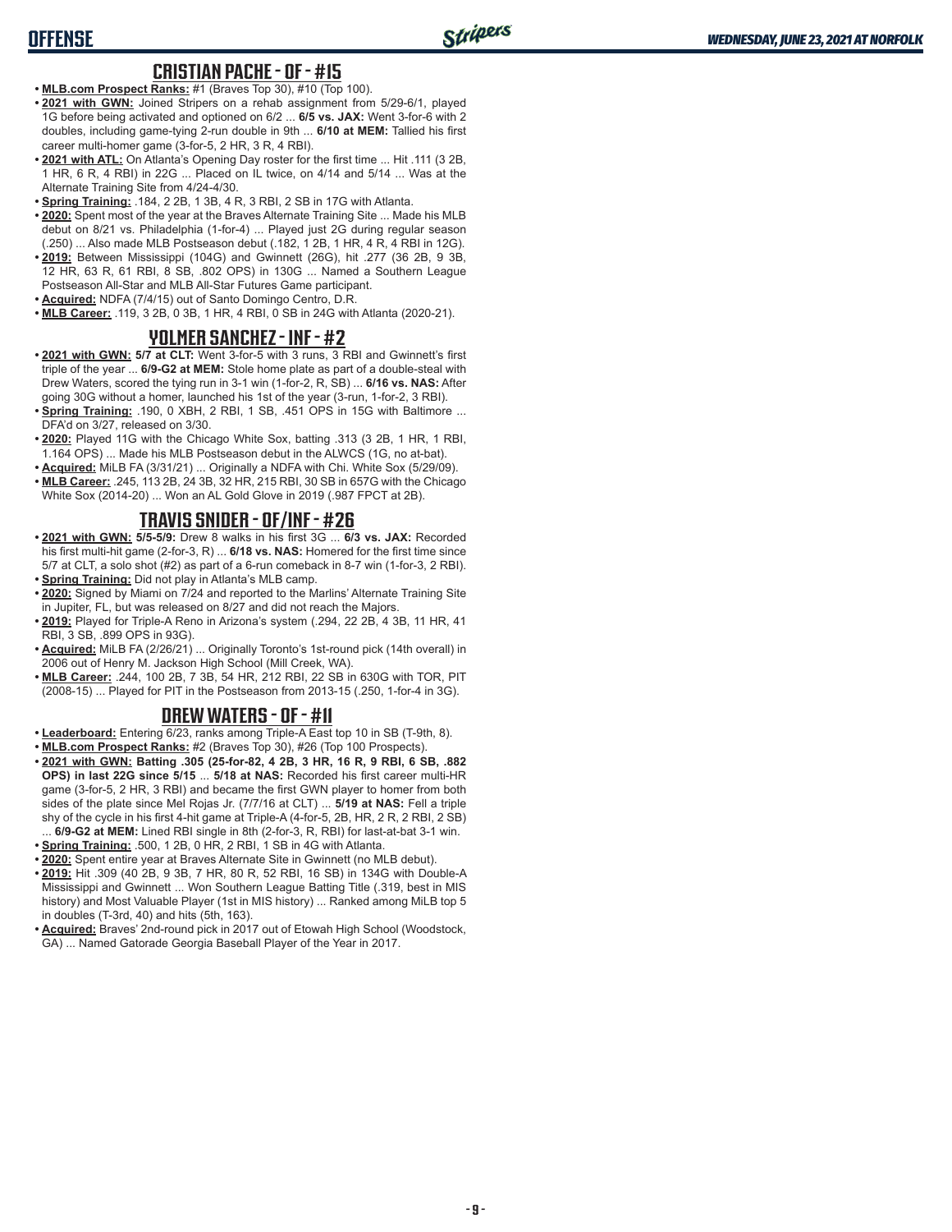## CRISTIAN PACHE - OF - #15

- **MLB.com Prospect Ranks:** #1 (Braves Top 30), #10 (Top 100).
- **2021 with GWN:** Joined Stripers on a rehab assignment from 5/29-6/1, played 1G before being activated and optioned on 6/2 ... **6/5 vs. JAX:** Went 3-for-6 with 2 doubles, including game-tying 2-run double in 9th ... **6/10 at MEM:** Tallied his first career multi-homer game (3-for-5, 2 HR, 3 R, 4 RBI).
- **2021 with ATL:** On Atlanta's Opening Day roster for the first time ... Hit .111 (3 2B, 1 HR, 6 R, 4 RBI) in 22G ... Placed on IL twice, on 4/14 and 5/14 ... Was at the Alternate Training Site from 4/24-4/30.
- **Spring Training:** .184, 2 2B, 1 3B, 4 R, 3 RBI, 2 SB in 17G with Atlanta.
- **2020:** Spent most of the year at the Braves Alternate Training Site ... Made his MLB debut on 8/21 vs. Philadelphia (1-for-4) ... Played just 2G during regular season (.250) ... Also made MLB Postseason debut (.182, 1 2B, 1 HR, 4 R, 4 RBI in 12G).
- **2019:** Between Mississippi (104G) and Gwinnett (26G), hit .277 (36 2B, 9 3B, 12 HR, 63 R, 61 RBI, 8 SB, .802 OPS) in 130G ... Named a Southern League Postseason All-Star and MLB All-Star Futures Game participant.
- **Acquired:** NDFA (7/4/15) out of Santo Domingo Centro, D.R.
- **MLB Career:** .119, 3 2B, 0 3B, 1 HR, 4 RBI, 0 SB in 24G with Atlanta (2020-21).

## YOLMER SANCHEZ - INF - #2

- **2021 with GWN:** **5/7 at CLT:** Went 3-for-5 with 3 runs, 3 RBI and Gwinnett's first triple of the year ... **6/9-G2 at MEM:** Stole home plate as part of a double-steal with Drew Waters, scored the tying run in 3-1 win (1-for-2, R, SB) ... **6/16 vs. NAS:** After going 30G without a homer, launched his 1st of the year (3-run, 1-for-2, 3 RBI).
- **Spring Training:** .190, 0 XBH, 2 RBI, 1 SB, .451 OPS in 15G with Baltimore ... DFA'd on 3/27, released on 3/30.
- **2020:** Played 11G with the Chicago White Sox, batting .313 (3 2B, 1 HR, 1 RBI, 1.164 OPS) ... Made his MLB Postseason debut in the ALWCS (1G, no at-bat).
- **Acquired:** MiLB FA (3/31/21) ... Originally a NDFA with Chi. White Sox (5/29/09).
- **MLB Career:** .245, 113 2B, 24 3B, 32 HR, 215 RBI, 30 SB in 657G with the Chicago White Sox (2014-20) ... Won an AL Gold Glove in 2019 (.987 FPCT at 2B).

## TRAVIS SNIDER - OF/INF - #26

- **2021 with GWN:** **5/5-5/9:** Drew 8 walks in his first 3G ... **6/3 vs. JAX:** Recorded his first multi-hit game (2-for-3, R) ... **6/18 vs. NAS:** Homered for the first time since 5/7 at CLT, a solo shot (#2) as part of a 6-run comeback in 8-7 win (1-for-3, 2 RBI).
- **Spring Training:** Did not play in Atlanta's MLB camp.
- **2020:** Signed by Miami on 7/24 and reported to the Marlins' Alternate Training Site in Jupiter, FL, but was released on 8/27 and did not reach the Majors.
- **2019:** Played for Triple-A Reno in Arizona's system (.294, 22 2B, 4 3B, 11 HR, 41 RBI, 3 SB, .899 OPS in 93G).
- **Acquired:** MiLB FA (2/26/21) ... Originally Toronto's 1st-round pick (14th overall) in 2006 out of Henry M. Jackson High School (Mill Creek, WA).
- **MLB Career:** .244, 100 2B, 7 3B, 54 HR, 212 RBI, 22 SB in 630G with TOR, PIT (2008-15) ... Played for PIT in the Postseason from 2013-15 (.250, 1-for-4 in 3G).

## DREW WATERS - OF - #11

- **Leaderboard:** Entering 6/23, ranks among Triple-A East top 10 in SB (T-9th, 8).
- **MLB.com Prospect Ranks:** #2 (Braves Top 30), #26 (Top 100 Prospects).
- **2021 with GWN:** **Batting .305 (25-for-82, 4 2B, 3 HR, 16 R, 9 RBI, 6 SB, .882 OPS) in last 22G since 5/15** ... **5/18 at NAS:** Recorded his first career multi-HR game (3-for-5, 2 HR, 3 RBI) and became the first GWN player to homer from both sides of the plate since Mel Rojas Jr. (7/7/16 at CLT) ... **5/19 at NAS:** Fell a triple shy of the cycle in his first 4-hit game at Triple-A (4-for-5, 2B, HR, 2 R, 2 RBI, 2 SB) ... **6/9-G2 at MEM:** Lined RBI single in 8th (2-for-3, R, RBI) for last-at-bat 3-1 win.
- **Spring Training:** .500, 1 2B, 0 HR, 2 RBI, 1 SB in 4G with Atlanta.
- **2020:** Spent entire year at Braves Alternate Site in Gwinnett (no MLB debut).
- **2019:** Hit .309 (40 2B, 9 3B, 7 HR, 80 R, 52 RBI, 16 SB) in 134G with Double-A Mississippi and Gwinnett ... Won Southern League Batting Title (.319, best in MIS history) and Most Valuable Player (1st in MIS history) ... Ranked among MiLB top 5 in doubles (T-3rd, 40) and hits (5th, 163).
- **Acquired:** Braves' 2nd-round pick in 2017 out of Etowah High School (Woodstock, GA) ... Named Gatorade Georgia Baseball Player of the Year in 2017.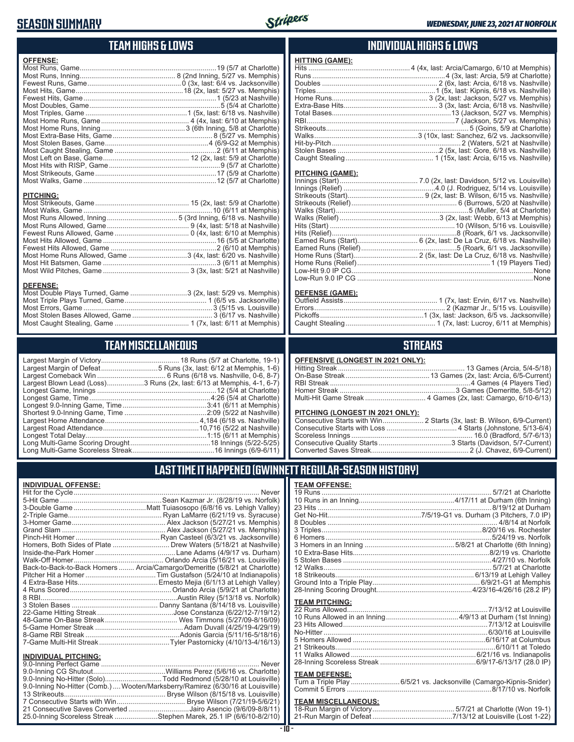# SEASON SUMMARY

*WEDNESDAY, JUNE 23, 2021 AT NORFOLK*

## TEAM HIGHS & LOWS

**OFFENSE:**

| | |
|---|---|
| Most Runs, Game | 19 (5/7 at Charlotte) |
| Most Runs, Inning | 8 (2nd Inning, 5/27 vs. Memphis) |
| Fewest Runs, Game | 0 (3x, last: 6/4 vs. Jacksonville) |
| Most Hits, Game | 18 (2x, last: 5/27 vs. Memphis) |
| Fewest Hits, Game | 1 (5/23 at Nashville) |
| Most Doubles, Game | 5 (5/4 at Charlotte) |
| Most Triples, Game | 1 (5x, last: 6/18 vs. Nashville) |
| Most Home Runs, Game | 4 (4x, last: 6/10 at Memphis) |
| Most Home Runs, Inning | 3 (6th Inning, 5/8 at Charlotte) |
| Most Extra-Base Hits, Game | 8 (5/27 vs. Memphis) |
| Most Stolen Bases, Game | 4 (6/9-G2 at Memphis) |
| Most Caught Stealing, Game | 2 (6/11 at Memphis) |
| Most Left on Base, Game | 12 (2x, last: 5/9 at Charlotte) |
| Most Hits with RISP, Game | 9 (5/7 at Charlotte) |
| Most Strikeouts, Game | 17 (5/9 at Charlotte) |
| Most Walks, Game | 12 (5/7 at Charlotte) |

**PITCHING:**

| | |
|---|---|
| Most Strikeouts, Game | 15 (2x, last: 5/9 at Charlotte) |
| Most Walks, Game | 10 (6/11 at Memphis) |
| Most Runs Allowed, Inning | 5 (3rd Inning, 6/18 vs. Nashville) |
| Most Runs Allowed, Game | 9 (4x, last: 5/18 at Nashville) |
| Fewest Runs Allowed, Game | 0 (4x, last: 6/10 at Memphis) |
| Most Hits Allowed, Game | 16 (5/5 at Charlotte) |
| Fewest Hits Allowed, Game | 2 (6/10 at Memphis) |
| Most Home Runs Allowed, Game | 3 (4x, last: 6/20 vs. Nashville) |
| Most Hit Batsmen, Game | 3 (6/11 at Memphis) |
| Most Wild Pitches, Game | 3 (3x, last: 5/21 at Nashville) |

**DEFENSE:**

| | |
|---|---|
| Most Double Plays Turned, Game | 3 (2x, last: 5/29 vs. Memphis) |
| Most Triple Plays Turned, Game | 1 (6/5 vs. Jacksonville) |
| Most Errors, Game | 3 (5/15 vs. Louisville) |
| Most Stolen Bases Allowed, Game | 3 (6/17 vs. Nashville) |
| Most Caught Stealing, Game | 1 (7x, last: 6/11 at Memphis) |

## INDIVIDUAL HIGHS & LOWS

**HITTING (GAME):**

| | |
|---|---|
| Hits | 4 (4x, last: Arcia/Camargo, 6/10 at Memphis) |
| Runs | 4 (3x, last: Arcia, 5/9 at Charlotte) |
| Doubles | 2 (6x, last: Arcia, 6/18 vs. Nashville) |
| Triples | 1 (5x, last: Kipnis, 6/18 vs. Nashville) |
| Home Runs | 3 (2x, last: Jackson, 5/27 vs. Memphis) |
| Extra-Base Hits | 3 (3x, last: Arcia, 6/18 vs. Nashville) |
| Total Bases | 13 (Jackson, 5/27 vs. Memphis) |
| RBI | 7 (Jackson, 5/27 vs. Memphis) |
| Strikeouts | 5 (Goins, 5/9 at Charlotte) |
| Walks | 3 (10x, last: Sanchez, 6/2 vs. Jacksonville) |
| Hit-by-Pitch | 2 (Waters, 5/21 at Nashville) |
| Stolen Bases | 2 (5x, last: Gore, 6/18 vs. Nashville) |
| Caught Stealing | 1 (15x, last: Arcia, 6/15 vs. Nashville) |

**PITCHING (GAME):**

| | |
|---|---|
| Innings (Start) | 7.0 (2x, last: Davidson, 5/12 vs. Louisville) |
| Innings (Relief) | 4.0 (J. Rodriguez, 5/14 vs. Louisville) |
| Strikeouts (Start) | 9 (2x, last: B. Wilson, 6/15 vs. Nashville) |
| Strikeouts (Relief) | 6 (Burrows, 5/20 at Nashville) |
| Walks (Start) | 5 (Muller, 5/4 at Charlotte) |
| Walks (Relief) | 3 (2x, last: Webb, 6/13 at Memphis) |
| Hits (Start) | 10 (Wilson, 5/16 vs. Louisville) |
| Hits (Relief) | 8 (Roark, 6/1 vs. Jacksonville) |
| Earned Runs (Start) | 6 (2x, last: De La Cruz, 6/18 vs. Nashville) |
| Earned Runs (Relief) | 5 (Roark, 6/1 vs. Jacksonville) |
| Home Runs (Start) | 2 (5x, last: De La Cruz, 6/18 vs. Nashville) |
| Home Runs (Relief) | 1 (19 Players Tied) |
| Low-Hit 9.0 IP CG | None |
| Low-Run 9.0 IP CG | None |

**DEFENSE (GAME):**

| | |
|---|---|
| Outfield Assists | 1 (7x, last: Ervin, 6/17 vs. Nashville) |
| Errors | 2 (Kazmar Jr., 5/15 vs. Louisville) |
| Pickoffs | 1 (3x, last: Jackson, 6/5 vs. Jacksonville) |
| Caught Stealing | 1 (7x, last: Lucroy, 6/11 at Memphis) |

## TEAM MISCELLANEOUS

| | |
|---|---|
| Largest Margin of Victory | 18 Runs (5/7 at Charlotte, 19-1) |
| Largest Margin of Defeat | 5 Runs (3x, last: 6/12 at Memphis, 1-6) |
| Largest Comeback Win | 6 Runs (6/18 vs. Nashville, 0-6, 8-7) |
| Largest Blown Lead (Loss) | 3 Runs (2x, last: 6/13 at Memphis, 4-1, 6-7) |
| Longest Game, Innings | 12 (5/4 at Charlotte) |
| Longest Game, Time | 4:26 (5/4 at Charlotte) |
| Longest 9.0-Inning Game, Time | 3:41 (6/11 at Memphis) |
| Shortest 9.0-Inning Game, Time | 2:09 (5/22 at Nashville) |
| Largest Home Attendance | 4,184 (6/18 vs. Nashville) |
| Largest Road Attendance | 10,716 (5/22 at Nashville) |
| Longest Total Delay | 1:15 (6/11 at Memphis) |
| Long Multi-Game Scoring Drought | 18 Innings (5/22-5/25) |
| Long Multi-Game Scoreless Streak | 16 Innings (6/9-6/11) |

## STREAKS

**OFFENSIVE (LONGEST IN 2021 ONLY):**

| | |
|---|---|
| Hitting Streak | 13 Games (Arcia, 5/4-5/18) |
| On-Base Streak | 13 Games (2x, last: Arcia, 6/5-Current) |
| RBI Streak | 4 Games (4 Players Tied) |
| Homer Streak | 3 Games (Demeritte, 5/8-5/12) |
| Multi-Hit Game Streak | 4 Games (2x, last: Camargo, 6/10-6/13) |

**PITCHING (LONGEST IN 2021 ONLY):**

| | |
|---|---|
| Consecutive Starts with Win | 2 Starts (3x, last: B. Wilson, 6/9-Current) |
| Consecutive Starts with Loss | 4 Starts (Johnstone, 5/13-6/4) |
| Scoreless Innings | 16.0 (Bradford, 5/7-6/13) |
| Consecutive Quality Starts | 3 Starts (Davidson, 5/7-Current) |
| Converted Saves Streak | 2 (J. Chavez, 6/9-Current) |

## LAST TIME IT HAPPENED (GWINNETT REGULAR-SEASON HISTORY)

**INDIVIDUAL OFFENSE:**

| | |
|---|---|
| Hit for the Cycle | Never |
| 5-Hit Game | Sean Kazmar Jr. (8/28/19 vs. Norfolk) |
| 3-Double Game | Matt Tuiasosopo (6/8/16 vs. Lehigh Valley) |
| 2-Triple Game | Ryan LaMarre (6/21/19 vs. Syracuse) |
| 3-Homer Game | Alex Jackson (5/27/21 vs. Memphis) |
| Grand Slam | Alex Jackson (5/27/21 vs. Memphis) |
| Pinch-Hit Homer | Ryan Casteel (6/3/21 vs. Jacksonville) |
| Homers, Both Sides of Plate | Drew Waters (5/18/21 at Nashville) |
| Inside-the-Park Homer | Lane Adams (4/9/17 vs. Durham) |
| Walk-Off Homer | Orlando Arcia (5/16/21 vs. Louisville) |
| Back-to-Back-to-Back Homers | Arcia/Camargo/Demeritte (5/8/21 at Charlotte) |
| Pitcher Hit a Homer | Tim Gustafson (5/24/10 at Indianapolis) |
| 4 Extra-Base Hits | Ernesto Mejia (6/1/13 at Lehigh Valley) |
| 4 Runs Scored | Orlando Arcia (5/9/21 at Charlotte) |
| 8 RBI | Austin Riley (5/13/18 vs. Norfolk) |
| 3 Stolen Bases | Danny Santana (8/14/18 vs. Louisville) |
| 22-Game Hitting Streak | Jose Constanza (6/22/12-7/19/12) |
| 48-Game On-Base Streak | Wes Timmons (5/27/09-8/16/09) |
| 5-Game Homer Streak | Adam Duvall (4/25/19-4/29/19) |
| 8-Game RBI Streak | Adonis Garcia (5/11/16-5/18/16) |
| 7-Game Multi-Hit Streak | Tyler Pastornicky (4/10/13-4/16/13) |

**INDIVIDUAL PITCHING:**

| | |
|---|---|
| 9.0-Inning Perfect Game | Never |
| 9.0-Inning CG Shutout | Williams Perez (5/6/16 vs. Charlotte) |
| 9.0-Inning No-Hitter (Solo) | Todd Redmond (5/28/10 at Louisville) |
| 9.0-Inning No-Hitter (Comb.) | Wooten/Marksberry/Ramirez (6/30/16 at Louisville) |
| 13 Strikeouts | Bryse Wilson (8/15/18 vs. Louisville) |
| 7 Consecutive Starts with Win | Bryse Wilson (7/21/19-5/6/21) |
| 21 Consecutive Saves Converted | Jairo Asencio (9/6/09-8/8/11) |
| 25.0-Inning Scoreless Streak | Stephen Marek, 25.1 IP (6/6/10-8/2/10) |

**TEAM OFFENSE:**

| | |
|---|---|
| 19 Runs | 5/7/21 at Charlotte |
| 10 Runs in an Inning | 4/17/11 at Durham (6th Inning) |
| 23 Hits | 8/19/12 at Durham |
| Get No-Hit | 7/5/19-G1 vs. Durham (3 Pitchers, 7.0 IP) |
| 8 Doubles | 4/8/14 at Norfolk |
| 3 Triples | 8/20/16 vs. Rochester |
| 6 Homers | 5/24/19 vs. Norfolk |
| 3 Homers in an Inning | 5/8/21 at Charlotte (6th Inning) |
| 10 Extra-Base Hits | 8/2/19 vs. Charlotte |
| 5 Stolen Bases | 4/27/10 vs. Norfolk |
| 12 Walks | 5/7/21 at Charlotte |
| 18 Strikeouts | 6/13/19 at Lehigh Valley |
| Ground Into a Triple Play | 6/9/21-G1 at Memphis |
| 28-Inning Scoring Drought | 4/23/16-4/26/16 (28.2 IP) |

**TEAM PITCHING:**

| | |
|---|---|
| 22 Runs Allowed | 7/13/12 at Louisville |
| 10 Runs Allowed in an Inning | 4/9/13 at Durham (1st Inning) |
| 23 Hits Allowed | 7/13/12 at Louisville |
| No-Hitter | 6/30/16 at Louisville |
| 5 Homers Allowed | 6/16/17 at Columbus |
| 21 Strikeouts | 6/10/11 at Toledo |
| 11 Walks Allowed | 6/21/16 vs. Indianapolis |
| 28-Inning Scoreless Streak | 6/9/17-6/13/17 (28.0 IP) |

**TEAM DEFENSE:**

| | |
|---|---|
| Turn a Triple Play | 6/5/21 vs. Jacksonville (Camargo-Kipnis-Snider) |
| Commit 5 Errors | 8/17/10 vs. Norfolk |

**TEAM MISCELLANEOUS:**

| | |
|---|---|
| 18-Run Margin of Victory | 5/7/21 at Charlotte (Won 19-1) |
| 21-Run Margin of Defeat | 7/13/12 at Louisville (Lost 1-22) |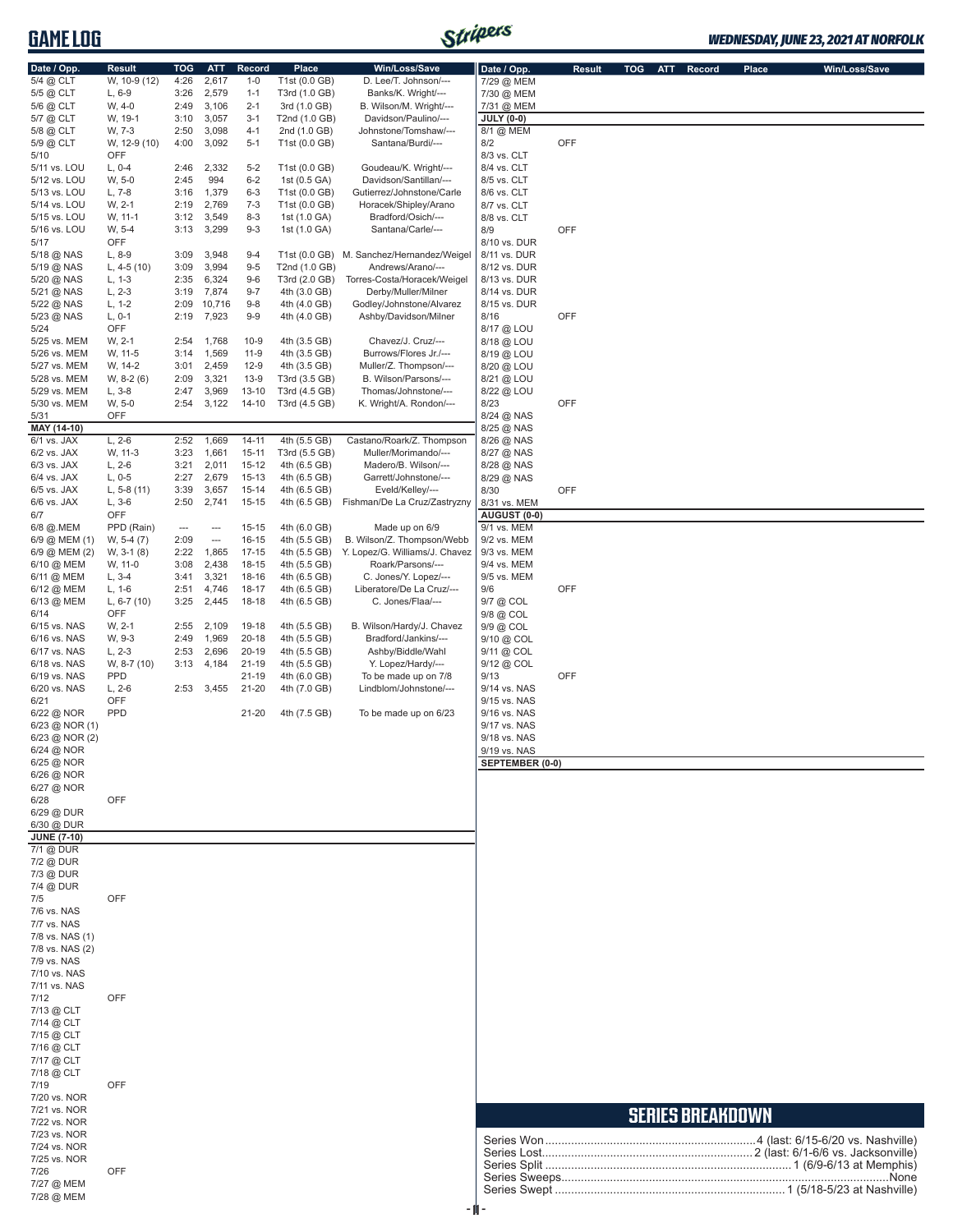## GAME LOG

**WEDNESDAY, JUNE 23, 2021 AT NORFOLK**

| Date / Opp. | Result | TOG | ATT | Record | Place | Win/Loss/Save |
|---|---|---|---|---|---|---|
| 5/4 @ CLT | W, 10-9 (12) | 4:26 | 2,617 | 1-0 | T1st (0.0 GB) | D. Lee/T. Johnson/--- |
| 5/5 @ CLT | L, 6-9 | 3:26 | 2,579 | 1-1 | T3rd (1.0 GB) | Banks/K. Wright/--- |
| 5/6 @ CLT | W, 4-0 | 2:49 | 3,106 | 2-1 | 3rd (1.0 GB) | B. Wilson/M. Wright/--- |
| 5/7 @ CLT | W, 19-1 | 3:10 | 3,057 | 3-1 | T2nd (1.0 GB) | Davidson/Paulino/--- |
| 5/8 @ CLT | W, 7-3 | 2:50 | 3,098 | 4-1 | 2nd (1.0 GB) | Johnstone/Tomshaw/--- |
| 5/9 @ CLT | W, 12-9 (10) | 4:00 | 3,092 | 5-1 | T1st (0.0 GB) | Santana/Burdi/--- |
| 5/10 | OFF | | | | | |
| 5/11 vs. LOU | L, 0-4 | 2:46 | 2,332 | 5-2 | T1st (0.0 GB) | Goudeau/K. Wright/--- |
| 5/12 vs. LOU | W, 5-0 | 2:45 | 994 | 6-2 | 1st (0.5 GA) | Davidson/Santillan/--- |
| 5/13 vs. LOU | L, 7-8 | 3:16 | 1,379 | 6-3 | T1st (0.0 GB) | Gutierrez/Johnstone/Carle |
| 5/14 vs. LOU | W, 2-1 | 2:19 | 2,769 | 7-3 | T1st (0.0 GB) | Horacek/Shipley/Arano |
| 5/15 vs. LOU | W, 11-1 | 3:12 | 3,549 | 8-3 | 1st (1.0 GA) | Bradford/Osich/--- |
| 5/16 vs. LOU | W, 5-4 | 3:13 | 3,299 | 9-3 | 1st (1.0 GA) | Santana/Carle/--- |
| 5/17 | OFF | | | | | |
| 5/18 @ NAS | L, 8-9 | 3:09 | 3,948 | 9-4 | T1st (0.0 GB) | M. Sanchez/Hernandez/Weigel |
| 5/19 @ NAS | L, 4-5 (10) | 3:09 | 3,994 | 9-5 | T2nd (1.0 GB) | Andrews/Arano/--- |
| 5/20 @ NAS | L, 1-3 | 2:35 | 6,324 | 9-6 | T3rd (2.0 GB) | Torres-Costa/Horacek/Weigel |
| 5/21 @ NAS | L, 2-3 | 3:19 | 7,874 | 9-7 | 4th (3.0 GB) | Derby/Muller/Milner |
| 5/22 @ NAS | L, 1-2 | 2:09 | 10,716 | 9-8 | 4th (4.0 GB) | Godley/Johnstone/Alvarez |
| 5/23 @ NAS | L, 0-1 | 2:19 | 7,923 | 9-9 | 4th (4.0 GB) | Ashby/Davidson/Milner |
| 5/24 | OFF | | | | | |
| 5/25 vs. MEM | W, 2-1 | 2:54 | 1,768 | 10-9 | 4th (3.5 GB) | Chavez/J. Cruz/--- |
| 5/26 vs. MEM | W, 11-5 | 3:14 | 1,569 | 11-9 | 4th (3.5 GB) | Burrows/Flores Jr./--- |
| 5/27 vs. MEM | W, 14-2 | 3:01 | 2,459 | 12-9 | 4th (3.5 GB) | Muller/Z. Thompson/--- |
| 5/28 vs. MEM | W, 8-2 (6) | 2:09 | 3,321 | 13-9 | T3rd (3.5 GB) | B. Wilson/Parsons/--- |
| 5/29 vs. MEM | L, 3-8 | 2:47 | 3,969 | 13-10 | T3rd (4.5 GB) | Thomas/Johnstone/--- |
| 5/30 vs. MEM | W, 5-0 | 2:54 | 3,122 | 14-10 | T3rd (4.5 GB) | K. Wright/A. Rondon/--- |
| 5/31 | OFF | | | | | |
| **MAY (14-10)** | | | | | | |
| 6/1 vs. JAX | L, 2-6 | 2:52 | 1,669 | 14-11 | 4th (5.5 GB) | Castano/Roark/Z. Thompson |
| 6/2 vs. JAX | W, 11-3 | 3:23 | 1,661 | 15-11 | T3rd (5.5 GB) | Muller/Morimando/--- |
| 6/3 vs. JAX | L, 2-6 | 3:21 | 2,011 | 15-12 | 4th (6.5 GB) | Madero/B. Wilson/--- |
| 6/4 vs. JAX | L, 0-5 | 2:27 | 2,679 | 15-13 | 4th (6.5 GB) | Garrett/Johnstone/--- |
| 6/5 vs. JAX | L, 5-8 (11) | 3:39 | 3,657 | 15-14 | 4th (6.5 GB) | Eveld/Kelley/--- |
| 6/6 vs. JAX | L, 3-6 | 2:50 | 2,741 | 15-15 | 4th (6.5 GB) | Fishman/De La Cruz/Zastryzny |
| 6/7 | OFF | | | | | |
| 6/8 @ MEM | PPD (Rain) | --- | --- | 15-15 | 4th (6.0 GB) | Made up on 6/9 |
| 6/9 @ MEM (1) | W, 5-4 (7) | 2:09 | --- | 16-15 | 4th (5.5 GB) | B. Wilson/Z. Thompson/Webb |
| 6/9 @ MEM (2) | W, 3-1 (8) | 2:22 | 1,865 | 17-15 | 4th (5.5 GB) | Y. Lopez/G. Williams/J. Chavez |
| 6/10 @ MEM | W, 11-0 | 3:08 | 2,438 | 18-15 | 4th (5.5 GB) | Roark/Parsons/--- |
| 6/11 @ MEM | L, 3-4 | 3:41 | 3,321 | 18-16 | 4th (6.5 GB) | C. Jones/Y. Lopez/--- |
| 6/12 @ MEM | L, 1-6 | 2:51 | 4,746 | 18-17 | 4th (6.5 GB) | Liberatore/De La Cruz/--- |
| 6/13 @ MEM | L, 6-7 (10) | 3:25 | 2,445 | 18-18 | 4th (6.5 GB) | C. Jones/Flaa/--- |
| 6/14 | OFF | | | | | |
| 6/15 vs. NAS | W, 2-1 | 2:55 | 2,109 | 19-18 | 4th (5.5 GB) | B. Wilson/Hardy/J. Chavez |
| 6/16 vs. NAS | W, 9-3 | 2:49 | 1,969 | 20-18 | 4th (5.5 GB) | Bradford/Jankins/--- |
| 6/17 vs. NAS | L, 2-3 | 2:53 | 2,696 | 20-19 | 4th (5.5 GB) | Ashby/Biddle/Wahl |
| 6/18 vs. NAS | W, 8-7 (10) | 3:13 | 4,184 | 21-19 | 4th (5.5 GB) | Y. Lopez/Hardy/--- |
| 6/19 vs. NAS | PPD | | | 21-19 | 4th (6.0 GB) | To be made up on 7/8 |
| 6/20 vs. NAS | L, 2-6 | 2:53 | 3,455 | 21-20 | 4th (7.0 GB) | Lindblom/Johnstone/--- |
| 6/21 | OFF | | | | | |
| 6/22 @ NOR | PPD | | | 21-20 | 4th (7.5 GB) | To be made up on 6/23 |
| 6/23 @ NOR (1) | | | | | | |
| 6/23 @ NOR (2) | | | | | | |
| 6/24 @ NOR | | | | | | |
| 6/25 @ NOR | | | | | | |
| 6/26 @ NOR | | | | | | |
| 6/27 @ NOR | | | | | | |
| 6/28 | OFF | | | | | |
| 6/29 @ DUR | | | | | | |
| 6/30 @ DUR | | | | | | |
| **JUNE (7-10)** | | | | | | |
| 7/1 @ DUR | | | | | | |
| 7/2 @ DUR | | | | | | |
| 7/3 @ DUR | | | | | | |
| 7/4 @ DUR | | | | | | |
| 7/5 | OFF | | | | | |
| 7/6 vs. NAS | | | | | | |
| 7/7 vs. NAS | | | | | | |
| 7/8 vs. NAS (1) | | | | | | |
| 7/8 vs. NAS (2) | | | | | | |
| 7/9 vs. NAS | | | | | | |
| 7/10 vs. NAS | | | | | | |
| 7/11 vs. NAS | | | | | | |
| 7/12 | OFF | | | | | |
| 7/13 @ CLT | | | | | | |
| 7/14 @ CLT | | | | | | |
| 7/15 @ CLT | | | | | | |
| 7/16 @ CLT | | | | | | |
| 7/17 @ CLT | | | | | | |
| 7/18 @ CLT | | | | | | |
| 7/19 | OFF | | | | | |
| 7/20 vs. NOR | | | | | | |
| 7/21 vs. NOR | | | | | | |
| 7/22 vs. NOR | | | | | | |
| 7/23 vs. NOR | | | | | | |
| 7/24 vs. NOR | | | | | | |
| 7/25 vs. NOR | | | | | | |
| 7/26 | OFF | | | | | |
| 7/27 @ MEM | | | | | | |
| 7/28 @ MEM | | | | | | |
| 7/29 @ MEM | | | | | | |
| 7/30 @ MEM | | | | | | |
| 7/31 @ MEM | | | | | | |
| **JULY (0-0)** | | | | | | |
| 8/1 @ MEM | | | | | | |
| 8/2 | OFF | | | | | |
| 8/3 vs. CLT | | | | | | |
| 8/4 vs. CLT | | | | | | |
| 8/5 vs. CLT | | | | | | |
| 8/6 vs. CLT | | | | | | |
| 8/7 vs. CLT | | | | | | |
| 8/8 vs. CLT | | | | | | |
| 8/9 | OFF | | | | | |
| 8/10 vs. DUR | | | | | | |
| 8/11 vs. DUR | | | | | | |
| 8/12 vs. DUR | | | | | | |
| 8/13 vs. DUR | | | | | | |
| 8/14 vs. DUR | | | | | | |
| 8/15 vs. DUR | | | | | | |
| 8/16 | OFF | | | | | |
| 8/17 @ LOU | | | | | | |
| 8/18 @ LOU | | | | | | |
| 8/19 @ LOU | | | | | | |
| 8/20 @ LOU | | | | | | |
| 8/21 @ LOU | | | | | | |
| 8/22 @ LOU | | | | | | |
| 8/23 | OFF | | | | | |
| 8/24 @ NAS | | | | | | |
| 8/25 @ NAS | | | | | | |
| 8/26 @ NAS | | | | | | |
| 8/27 @ NAS | | | | | | |
| 8/28 @ NAS | | | | | | |
| 8/29 @ NAS | | | | | | |
| 8/30 | OFF | | | | | |
| 8/31 vs. MEM | | | | | | |
| **AUGUST (0-0)** | | | | | | |
| 9/1 vs. MEM | | | | | | |
| 9/2 vs. MEM | | | | | | |
| 9/3 vs. MEM | | | | | | |
| 9/4 vs. MEM | | | | | | |
| 9/5 vs. MEM | | | | | | |
| 9/6 | OFF | | | | | |
| 9/7 @ COL | | | | | | |
| 9/8 @ COL | | | | | | |
| 9/9 @ COL | | | | | | |
| 9/10 @ COL | | | | | | |
| 9/11 @ COL | | | | | | |
| 9/12 @ COL | | | | | | |
| 9/13 | OFF | | | | | |
| 9/14 vs. NAS | | | | | | |
| 9/15 vs. NAS | | | | | | |
| 9/16 vs. NAS | | | | | | |
| 9/17 vs. NAS | | | | | | |
| 9/18 vs. NAS | | | | | | |
| 9/19 vs. NAS | | | | | | |
| **SEPTEMBER (0-0)** | | | | | | |

## SERIES BREAKDOWN

Series Won....................4 (last: 6/15-6/20 vs. Nashville)
Series Lost....................2 (last: 6/1-6/6 vs. Jacksonville)
Series Split....................1 (6/9-6/13 at Memphis)
Series Sweeps....................None
Series Swept....................1 (5/18-5/23 at Nashville)